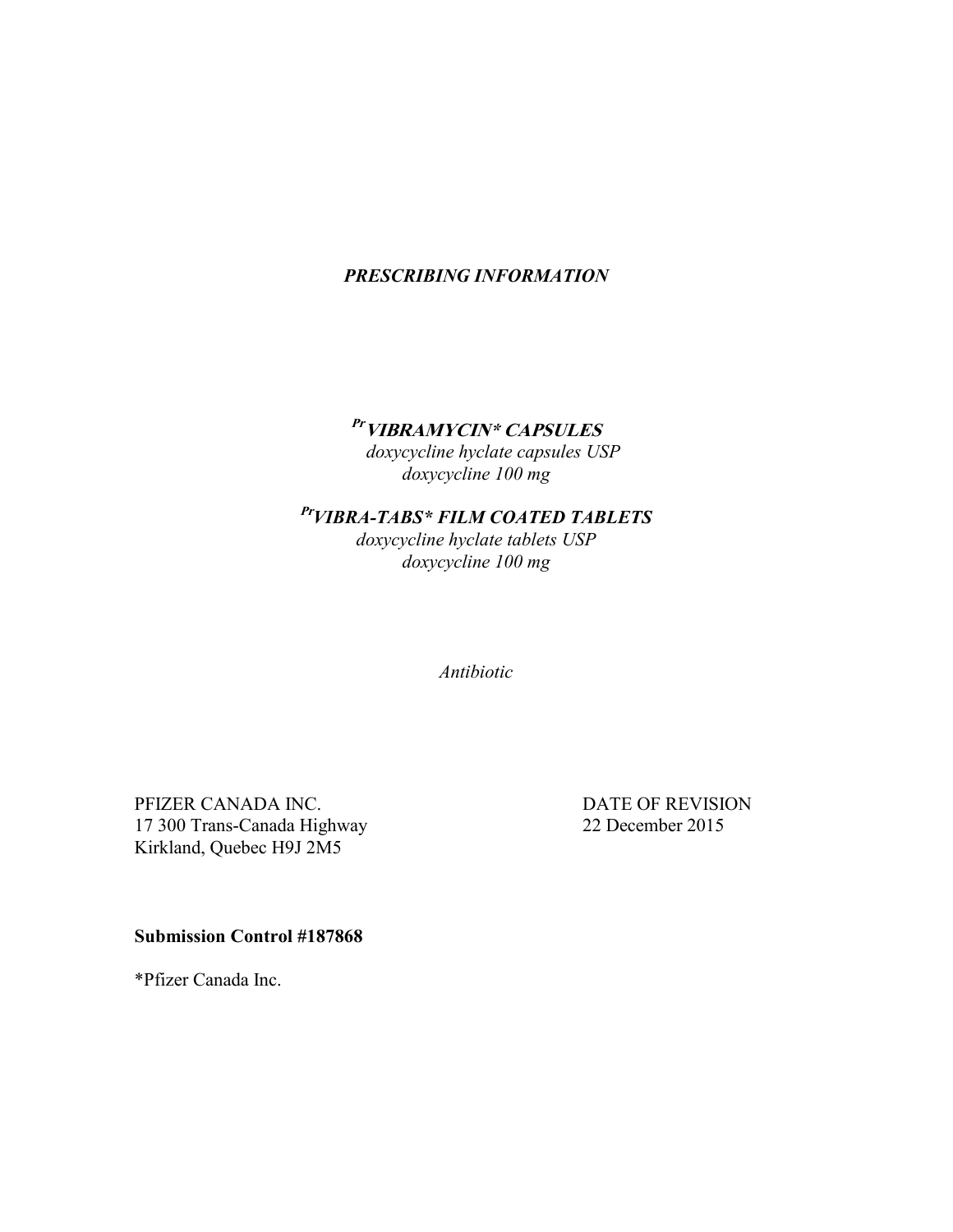***PRESCRIBING INFORMATION***

***Pr VIBRAMYCIN\* CAPSULES***

*doxycycline hyclate capsules USP*
*doxycycline 100 mg*

***Pr VIBRA-TABS\* FILM COATED TABLETS***

*doxycycline hyclate tablets USP*
*doxycycline 100 mg*

*Antibiotic*

PFIZER CANADA INC.
17 300 Trans-Canada Highway
Kirkland, Quebec H9J 2M5

DATE OF REVISION
22 December 2015

**Submission Control #187868**

*Pfizer Canada Inc.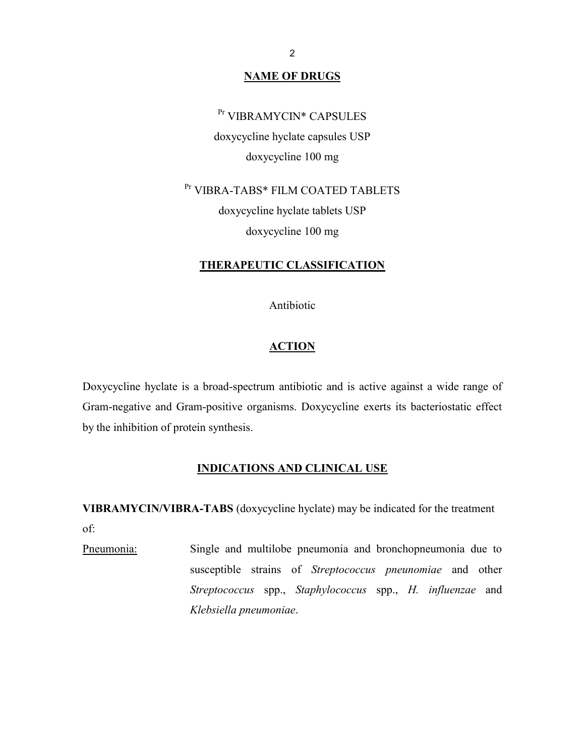## NAME OF DRUGS

[Pr] VIBRAMYCIN* CAPSULES
doxycycline hyclate capsules USP
doxycycline 100 mg

[Pr] VIBRA-TABS* FILM COATED TABLETS
doxycycline hyclate tablets USP
doxycycline 100 mg

## THERAPEUTIC CLASSIFICATION

Antibiotic

## ACTION

Doxycycline hyclate is a broad-spectrum antibiotic and is active against a wide range of Gram-negative and Gram-positive organisms. Doxycycline exerts its bacteriostatic effect by the inhibition of protein synthesis.

## INDICATIONS AND CLINICAL USE

**VIBRAMYCIN/VIBRA-TABS** (doxycycline hyclate) may be indicated for the treatment of:

Pneumonia: Single and multilobe pneumonia and bronchopneumonia due to susceptible strains of *Streptococcus pneunomiae* and other *Streptococcus* spp., *Staphylococcus* spp., *H. influenzae* and *Klebsiella pneumoniae*.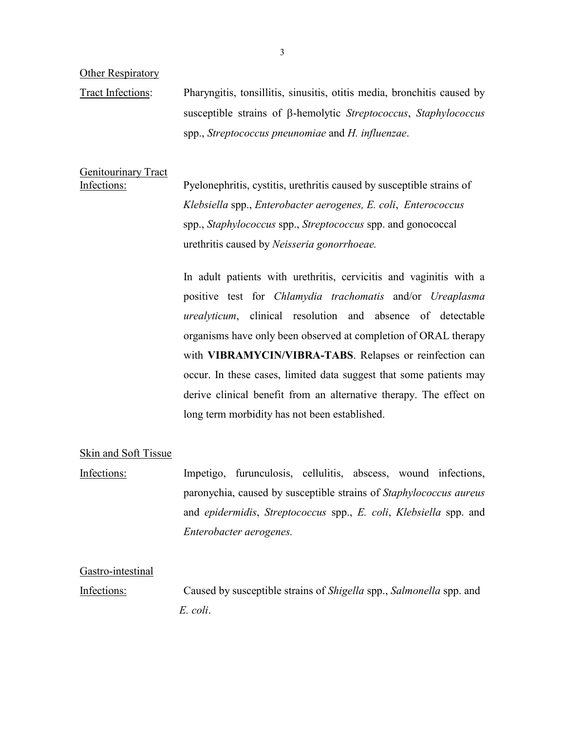Other Respiratory Tract Infections: Pharyngitis, tonsillitis, sinusitis, otitis media, bronchitis caused by susceptible strains of β-hemolytic *Streptococcus*, *Staphylococcus* spp., *Streptococcus pneunomiae* and *H. influenzae*.

Genitourinary Tract Infections: Pyelonephritis, cystitis, urethritis caused by susceptible strains of *Klebsiella* spp., *Enterobacter aerogenes, E. coli*, *Enterococcus* spp., *Staphylococcus* spp., *Streptococcus* spp. and gonococcal urethritis caused by *Neisseria gonorrhoeae.*

In adult patients with urethritis, cervicitis and vaginitis with a positive test for *Chlamydia trachomatis* and/or *Ureaplasma urealyticum*, clinical resolution and absence of detectable organisms have only been observed at completion of ORAL therapy with **VIBRAMYCIN/VIBRA-TABS**. Relapses or reinfection can occur. In these cases, limited data suggest that some patients may derive clinical benefit from an alternative therapy. The effect on long term morbidity has not been established.

Skin and Soft Tissue Infections: Impetigo, furunculosis, cellulitis, abscess, wound infections, paronychia, caused by susceptible strains of *Staphylococcus aureus* and *epidermidis*, *Streptococcus* spp., *E. coli*, *Klebsiella* spp. and *Enterobacter aerogenes.*

Gastro-intestinal Infections: Caused by susceptible strains of *Shigella* spp., *Salmonella* spp. and *E. coli*.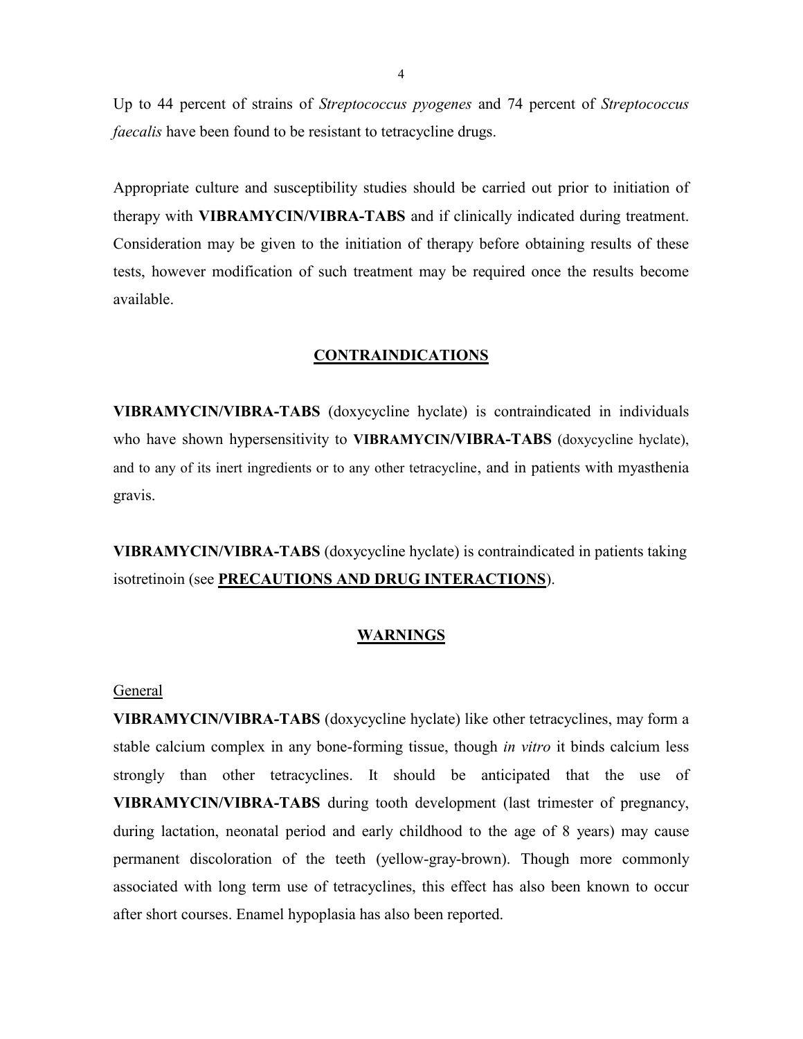Up to 44 percent of strains of *Streptococcus pyogenes* and 74 percent of *Streptococcus faecalis* have been found to be resistant to tetracycline drugs.

Appropriate culture and susceptibility studies should be carried out prior to initiation of therapy with **VIBRAMYCIN/VIBRA-TABS** and if clinically indicated during treatment. Consideration may be given to the initiation of therapy before obtaining results of these tests, however modification of such treatment may be required once the results become available.

## CONTRAINDICATIONS

**VIBRAMYCIN/VIBRA-TABS** (doxycycline hyclate) is contraindicated in individuals who have shown hypersensitivity to **VIBRAMYCIN/VIBRA-TABS** (doxycycline hyclate), and to any of its inert ingredients or to any other tetracycline, and in patients with myasthenia gravis.

**VIBRAMYCIN/VIBRA-TABS** (doxycycline hyclate) is contraindicated in patients taking isotretinoin (see **PRECAUTIONS AND DRUG INTERACTIONS**).

## WARNINGS

### General

**VIBRAMYCIN/VIBRA-TABS** (doxycycline hyclate) like other tetracyclines, may form a stable calcium complex in any bone-forming tissue, though *in vitro* it binds calcium less strongly than other tetracyclines. It should be anticipated that the use of **VIBRAMYCIN/VIBRA-TABS** during tooth development (last trimester of pregnancy, during lactation, neonatal period and early childhood to the age of 8 years) may cause permanent discoloration of the teeth (yellow-gray-brown). Though more commonly associated with long term use of tetracyclines, this effect has also been known to occur after short courses. Enamel hypoplasia has also been reported.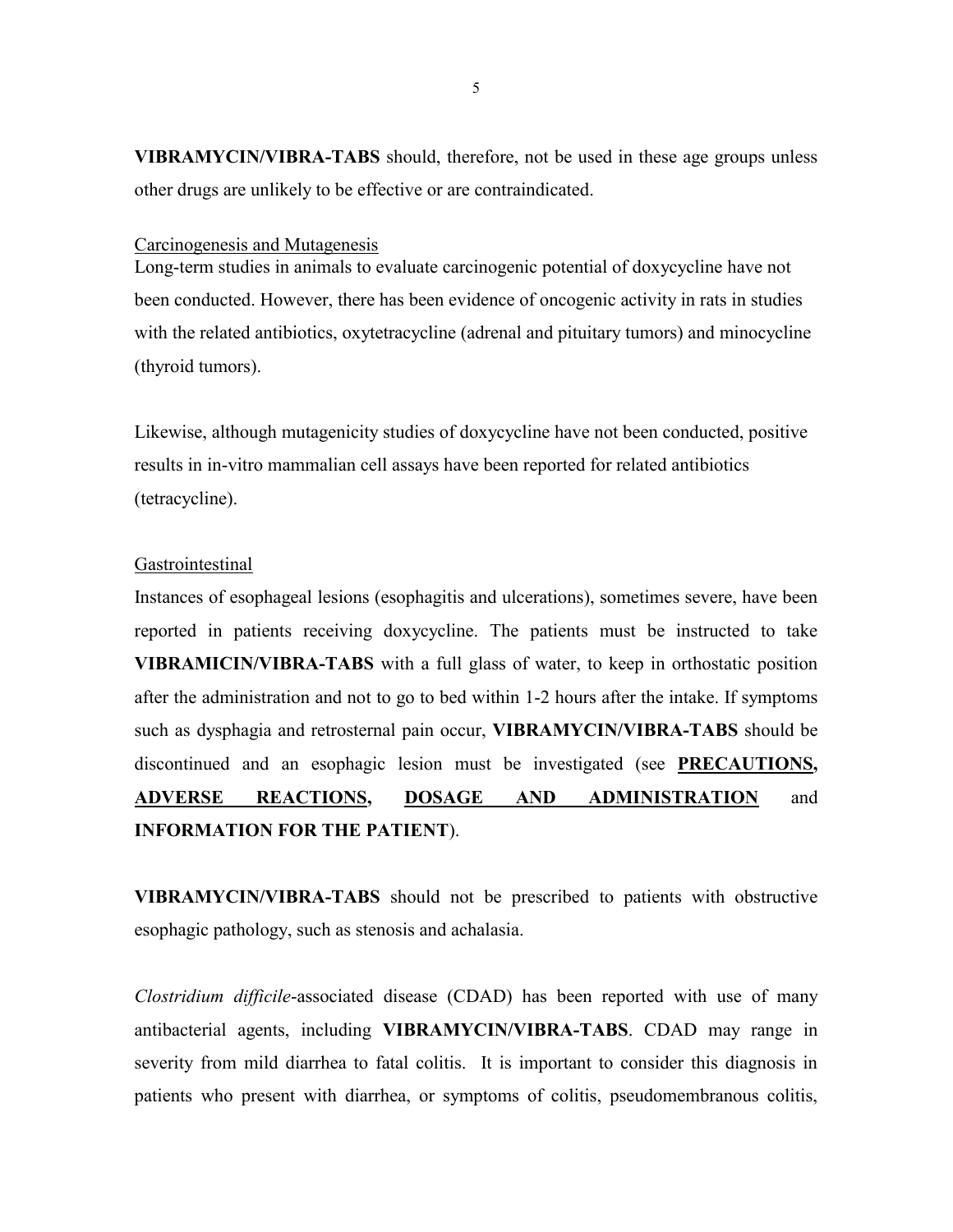**VIBRAMYCIN/VIBRA-TABS** should, therefore, not be used in these age groups unless other drugs are unlikely to be effective or are contraindicated.

<u>Carcinogenesis and Mutagenesis</u>

Long-term studies in animals to evaluate carcinogenic potential of doxycycline have not been conducted. However, there has been evidence of oncogenic activity in rats in studies with the related antibiotics, oxytetracycline (adrenal and pituitary tumors) and minocycline (thyroid tumors).

Likewise, although mutagenicity studies of doxycycline have not been conducted, positive results in in-vitro mammalian cell assays have been reported for related antibiotics (tetracycline).

<u>Gastrointestinal</u>

Instances of esophageal lesions (esophagitis and ulcerations), sometimes severe, have been reported in patients receiving doxycycline. The patients must be instructed to take **VIBRAMICIN/VIBRA-TABS** with a full glass of water, to keep in orthostatic position after the administration and not to go to bed within 1-2 hours after the intake. If symptoms such as dysphagia and retrosternal pain occur, **VIBRAMYCIN/VIBRA-TABS** should be discontinued and an esophagic lesion must be investigated (see **<u>PRECAUTIONS</u>, <u>ADVERSE REACTIONS</u>, <u>DOSAGE AND ADMINISTRATION</u>** and **INFORMATION FOR THE PATIENT**).

**VIBRAMYCIN/VIBRA-TABS** should not be prescribed to patients with obstructive esophagic pathology, such as stenosis and achalasia.

*Clostridium difficile*-associated disease (CDAD) has been reported with use of many antibacterial agents, including **VIBRAMYCIN/VIBRA-TABS**. CDAD may range in severity from mild diarrhea to fatal colitis. It is important to consider this diagnosis in patients who present with diarrhea, or symptoms of colitis, pseudomembranous colitis,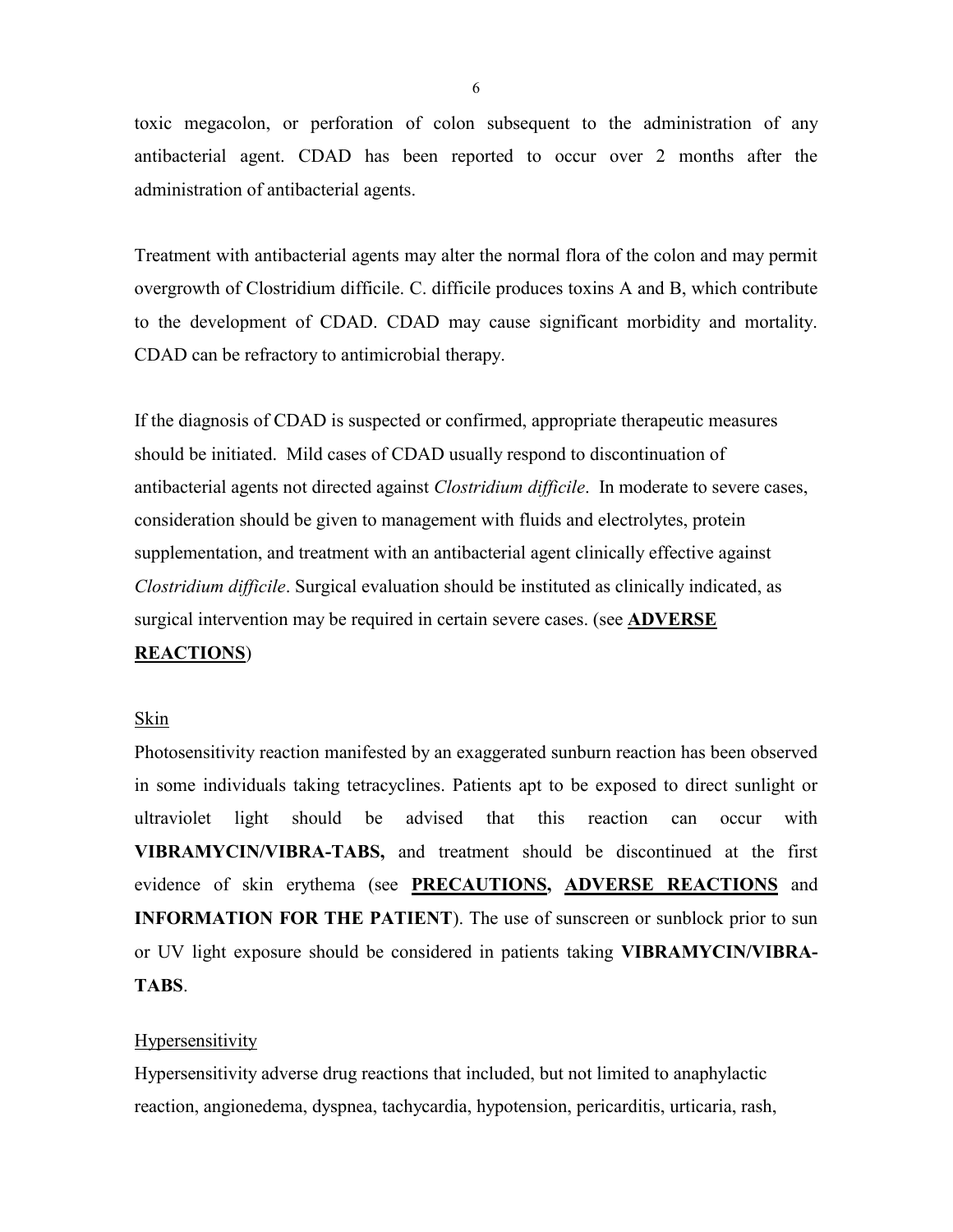toxic megacolon, or perforation of colon subsequent to the administration of any antibacterial agent. CDAD has been reported to occur over 2 months after the administration of antibacterial agents.

Treatment with antibacterial agents may alter the normal flora of the colon and may permit overgrowth of Clostridium difficile. C. difficile produces toxins A and B, which contribute to the development of CDAD. CDAD may cause significant morbidity and mortality. CDAD can be refractory to antimicrobial therapy.

If the diagnosis of CDAD is suspected or confirmed, appropriate therapeutic measures should be initiated. Mild cases of CDAD usually respond to discontinuation of antibacterial agents not directed against *Clostridium difficile*. In moderate to severe cases, consideration should be given to management with fluids and electrolytes, protein supplementation, and treatment with an antibacterial agent clinically effective against *Clostridium difficile*. Surgical evaluation should be instituted as clinically indicated, as surgical intervention may be required in certain severe cases. (see **ADVERSE REACTIONS**)

Skin

Photosensitivity reaction manifested by an exaggerated sunburn reaction has been observed in some individuals taking tetracyclines. Patients apt to be exposed to direct sunlight or ultraviolet light should be advised that this reaction can occur with **VIBRAMYCIN/VIBRA-TABS,** and treatment should be discontinued at the first evidence of skin erythema (see **PRECAUTIONS, ADVERSE REACTIONS** and **INFORMATION FOR THE PATIENT**). The use of sunscreen or sunblock prior to sun or UV light exposure should be considered in patients taking **VIBRAMYCIN/VIBRA-TABS**.

Hypersensitivity

Hypersensitivity adverse drug reactions that included, but not limited to anaphylactic reaction, angionedema, dyspnea, tachycardia, hypotension, pericarditis, urticaria, rash,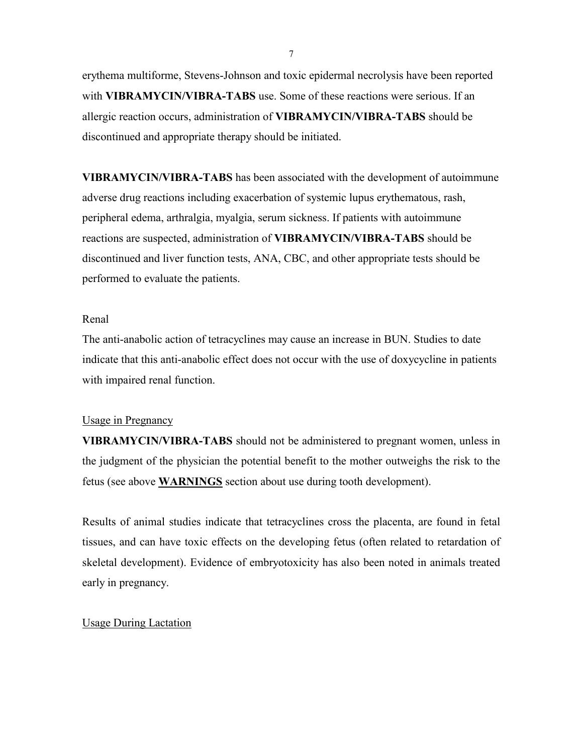erythema multiforme, Stevens-Johnson and toxic epidermal necrolysis have been reported with **VIBRAMYCIN/VIBRA-TABS** use. Some of these reactions were serious. If an allergic reaction occurs, administration of **VIBRAMYCIN/VIBRA-TABS** should be discontinued and appropriate therapy should be initiated.

**VIBRAMYCIN/VIBRA-TABS** has been associated with the development of autoimmune adverse drug reactions including exacerbation of systemic lupus erythematous, rash, peripheral edema, arthralgia, myalgia, serum sickness. If patients with autoimmune reactions are suspected, administration of **VIBRAMYCIN/VIBRA-TABS** should be discontinued and liver function tests, ANA, CBC, and other appropriate tests should be performed to evaluate the patients.

Renal

The anti-anabolic action of tetracyclines may cause an increase in BUN. Studies to date indicate that this anti-anabolic effect does not occur with the use of doxycycline in patients with impaired renal function.

<u>Usage in Pregnancy</u>

**VIBRAMYCIN/VIBRA-TABS** should not be administered to pregnant women, unless in the judgment of the physician the potential benefit to the mother outweighs the risk to the fetus (see above **<u>WARNINGS</u>** section about use during tooth development).

Results of animal studies indicate that tetracyclines cross the placenta, are found in fetal tissues, and can have toxic effects on the developing fetus (often related to retardation of skeletal development). Evidence of embryotoxicity has also been noted in animals treated early in pregnancy.

<u>Usage During Lactation</u>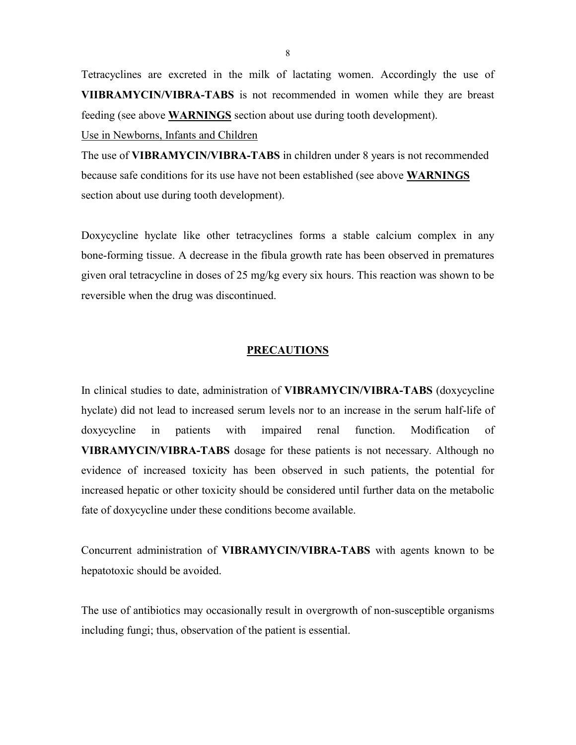Tetracyclines are excreted in the milk of lactating women. Accordingly the use of **VIIBRAMYCIN/VIBRA-TABS** is not recommended in women while they are breast feeding (see above **WARNINGS** section about use during tooth development).

Use in Newborns, Infants and Children

The use of **VIBRAMYCIN/VIBRA-TABS** in children under 8 years is not recommended because safe conditions for its use have not been established (see above **WARNINGS** section about use during tooth development).

Doxycycline hyclate like other tetracyclines forms a stable calcium complex in any bone-forming tissue. A decrease in the fibula growth rate has been observed in prematures given oral tetracycline in doses of 25 mg/kg every six hours. This reaction was shown to be reversible when the drug was discontinued.

## PRECAUTIONS

In clinical studies to date, administration of **VIBRAMYCIN/VIBRA-TABS** (doxycycline hyclate) did not lead to increased serum levels nor to an increase in the serum half-life of doxycycline in patients with impaired renal function. Modification of **VIBRAMYCIN/VIBRA-TABS** dosage for these patients is not necessary. Although no evidence of increased toxicity has been observed in such patients, the potential for increased hepatic or other toxicity should be considered until further data on the metabolic fate of doxycycline under these conditions become available.

Concurrent administration of **VIBRAMYCIN/VIBRA-TABS** with agents known to be hepatotoxic should be avoided.

The use of antibiotics may occasionally result in overgrowth of non-susceptible organisms including fungi; thus, observation of the patient is essential.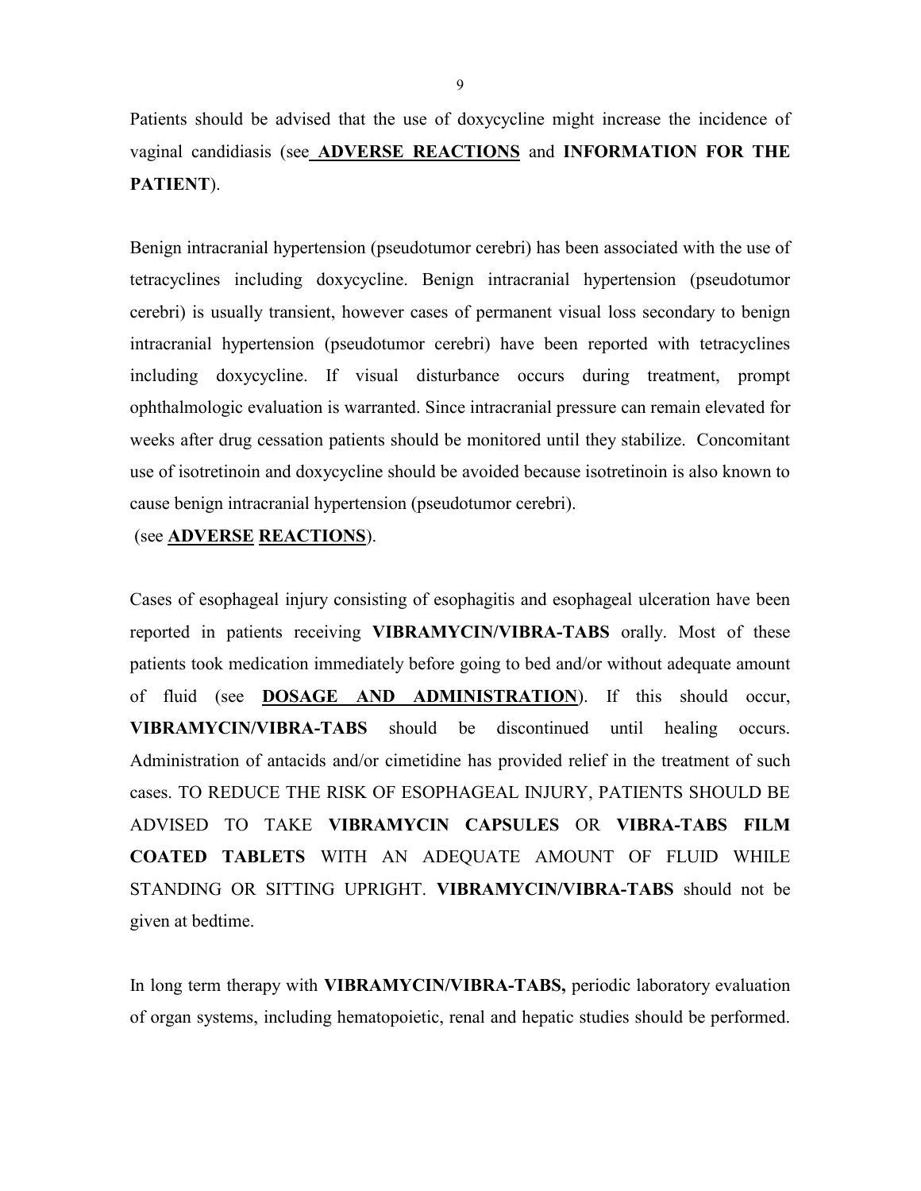Patients should be advised that the use of doxycycline might increase the incidence of vaginal candidiasis (see **ADVERSE REACTIONS** and **INFORMATION FOR THE PATIENT**).

Benign intracranial hypertension (pseudotumor cerebri) has been associated with the use of tetracyclines including doxycycline. Benign intracranial hypertension (pseudotumor cerebri) is usually transient, however cases of permanent visual loss secondary to benign intracranial hypertension (pseudotumor cerebri) have been reported with tetracyclines including doxycycline. If visual disturbance occurs during treatment, prompt ophthalmologic evaluation is warranted. Since intracranial pressure can remain elevated for weeks after drug cessation patients should be monitored until they stabilize. Concomitant use of isotretinoin and doxycycline should be avoided because isotretinoin is also known to cause benign intracranial hypertension (pseudotumor cerebri).
(see **ADVERSE REACTIONS**).

Cases of esophageal injury consisting of esophagitis and esophageal ulceration have been reported in patients receiving **VIBRAMYCIN/VIBRA-TABS** orally. Most of these patients took medication immediately before going to bed and/or without adequate amount of fluid (see **DOSAGE AND ADMINISTRATION**). If this should occur, **VIBRAMYCIN/VIBRA-TABS** should be discontinued until healing occurs. Administration of antacids and/or cimetidine has provided relief in the treatment of such cases. TO REDUCE THE RISK OF ESOPHAGEAL INJURY, PATIENTS SHOULD BE ADVISED TO TAKE **VIBRAMYCIN CAPSULES** OR **VIBRA-TABS FILM COATED TABLETS** WITH AN ADEQUATE AMOUNT OF FLUID WHILE STANDING OR SITTING UPRIGHT. **VIBRAMYCIN/VIBRA-TABS** should not be given at bedtime.

In long term therapy with **VIBRAMYCIN/VIBRA-TABS,** periodic laboratory evaluation of organ systems, including hematopoietic, renal and hepatic studies should be performed.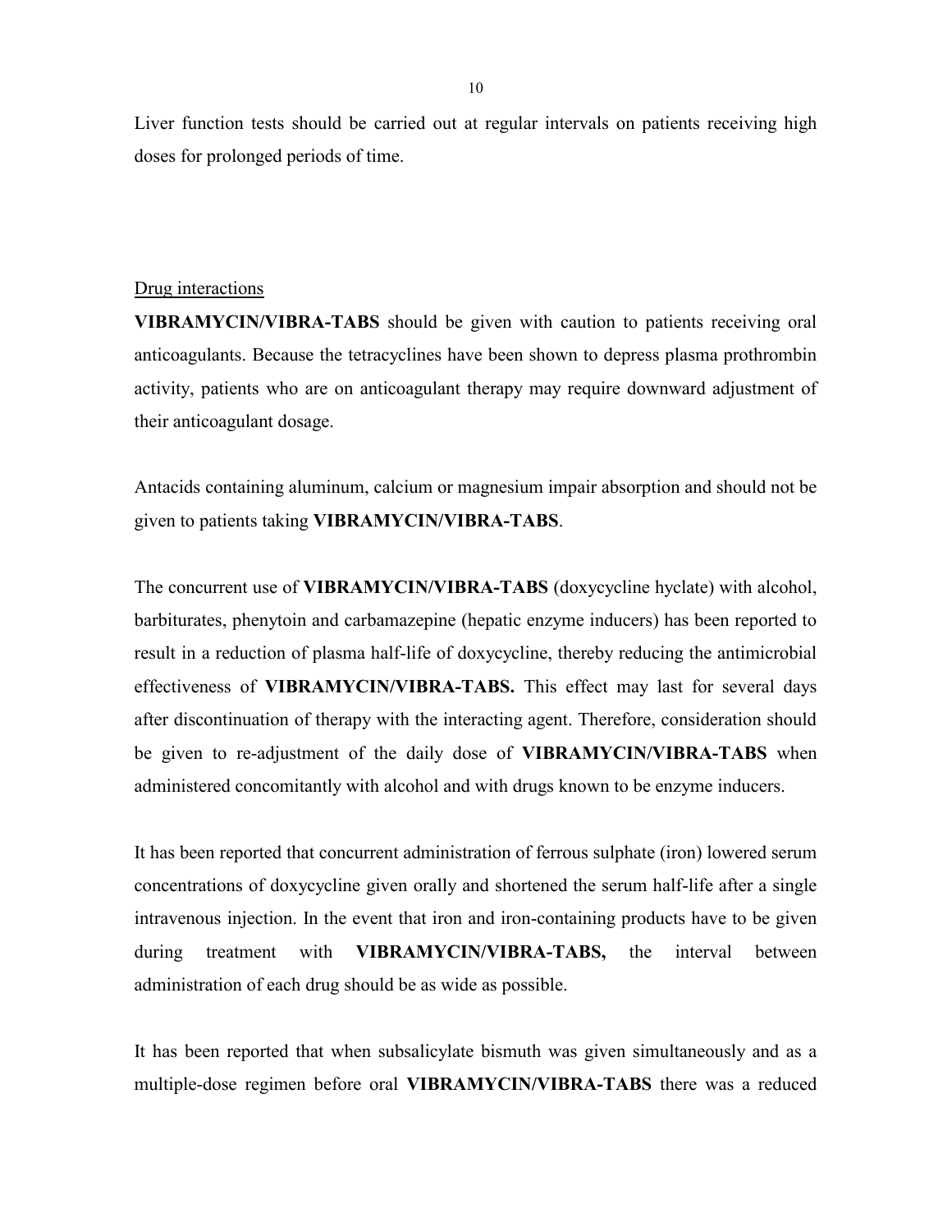Liver function tests should be carried out at regular intervals on patients receiving high doses for prolonged periods of time.

<u>Drug interactions</u>

**VIBRAMYCIN/VIBRA-TABS** should be given with caution to patients receiving oral anticoagulants. Because the tetracyclines have been shown to depress plasma prothrombin activity, patients who are on anticoagulant therapy may require downward adjustment of their anticoagulant dosage.

Antacids containing aluminum, calcium or magnesium impair absorption and should not be given to patients taking **VIBRAMYCIN/VIBRA-TABS**.

The concurrent use of **VIBRAMYCIN/VIBRA-TABS** (doxycycline hyclate) with alcohol, barbiturates, phenytoin and carbamazepine (hepatic enzyme inducers) has been reported to result in a reduction of plasma half-life of doxycycline, thereby reducing the antimicrobial effectiveness of **VIBRAMYCIN/VIBRA-TABS.** This effect may last for several days after discontinuation of therapy with the interacting agent. Therefore, consideration should be given to re-adjustment of the daily dose of **VIBRAMYCIN/VIBRA-TABS** when administered concomitantly with alcohol and with drugs known to be enzyme inducers.

It has been reported that concurrent administration of ferrous sulphate (iron) lowered serum concentrations of doxycycline given orally and shortened the serum half-life after a single intravenous injection. In the event that iron and iron-containing products have to be given during treatment with **VIBRAMYCIN/VIBRA-TABS,** the interval between administration of each drug should be as wide as possible.

It has been reported that when subsalicylate bismuth was given simultaneously and as a multiple-dose regimen before oral **VIBRAMYCIN/VIBRA-TABS** there was a reduced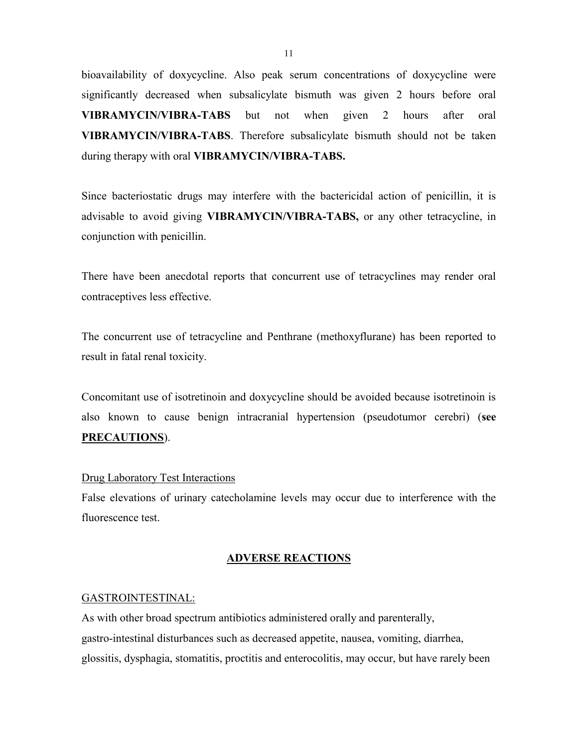bioavailability of doxycycline. Also peak serum concentrations of doxycycline were significantly decreased when subsalicylate bismuth was given 2 hours before oral **VIBRAMYCIN/VIBRA-TABS** but not when given 2 hours after oral **VIBRAMYCIN/VIBRA-TABS**. Therefore subsalicylate bismuth should not be taken during therapy with oral **VIBRAMYCIN/VIBRA-TABS.**

Since bacteriostatic drugs may interfere with the bactericidal action of penicillin, it is advisable to avoid giving **VIBRAMYCIN/VIBRA-TABS,** or any other tetracycline, in conjunction with penicillin.

There have been anecdotal reports that concurrent use of tetracyclines may render oral contraceptives less effective.

The concurrent use of tetracycline and Penthrane (methoxyflurane) has been reported to result in fatal renal toxicity.

Concomitant use of isotretinoin and doxycycline should be avoided because isotretinoin is also known to cause benign intracranial hypertension (pseudotumor cerebri) (**see PRECAUTIONS**).

Drug Laboratory Test Interactions

False elevations of urinary catecholamine levels may occur due to interference with the fluorescence test.

## ADVERSE REACTIONS

GASTROINTESTINAL:

As with other broad spectrum antibiotics administered orally and parenterally, gastro-intestinal disturbances such as decreased appetite, nausea, vomiting, diarrhea, glossitis, dysphagia, stomatitis, proctitis and enterocolitis, may occur, but have rarely been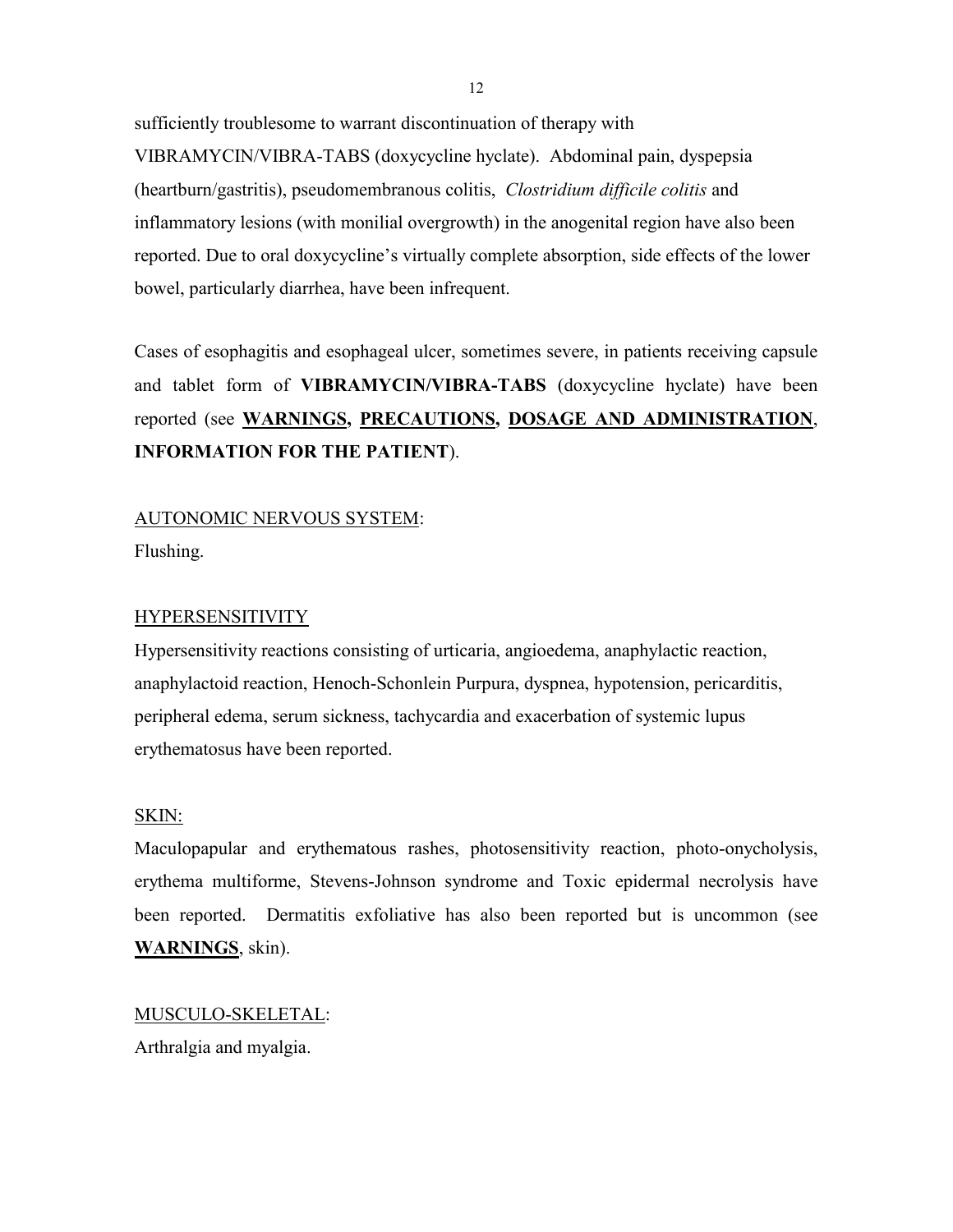sufficiently troublesome to warrant discontinuation of therapy with VIBRAMYCIN/VIBRA-TABS (doxycycline hyclate). Abdominal pain, dyspepsia (heartburn/gastritis), pseudomembranous colitis, *Clostridium difficile colitis* and inflammatory lesions (with monilial overgrowth) in the anogenital region have also been reported. Due to oral doxycycline's virtually complete absorption, side effects of the lower bowel, particularly diarrhea, have been infrequent.

Cases of esophagitis and esophageal ulcer, sometimes severe, in patients receiving capsule and tablet form of **VIBRAMYCIN/VIBRA-TABS** (doxycycline hyclate) have been reported (see **WARNINGS, PRECAUTIONS, DOSAGE AND ADMINISTRATION**, **INFORMATION FOR THE PATIENT**).

AUTONOMIC NERVOUS SYSTEM:

Flushing.

HYPERSENSITIVITY

Hypersensitivity reactions consisting of urticaria, angioedema, anaphylactic reaction, anaphylactoid reaction, Henoch-Schonlein Purpura, dyspnea, hypotension, pericarditis, peripheral edema, serum sickness, tachycardia and exacerbation of systemic lupus erythematosus have been reported.

SKIN:

Maculopapular and erythematous rashes, photosensitivity reaction, photo-onycholysis, erythema multiforme, Stevens-Johnson syndrome and Toxic epidermal necrolysis have been reported. Dermatitis exfoliative has also been reported but is uncommon (see **WARNINGS**, skin).

MUSCULO-SKELETAL:

Arthralgia and myalgia.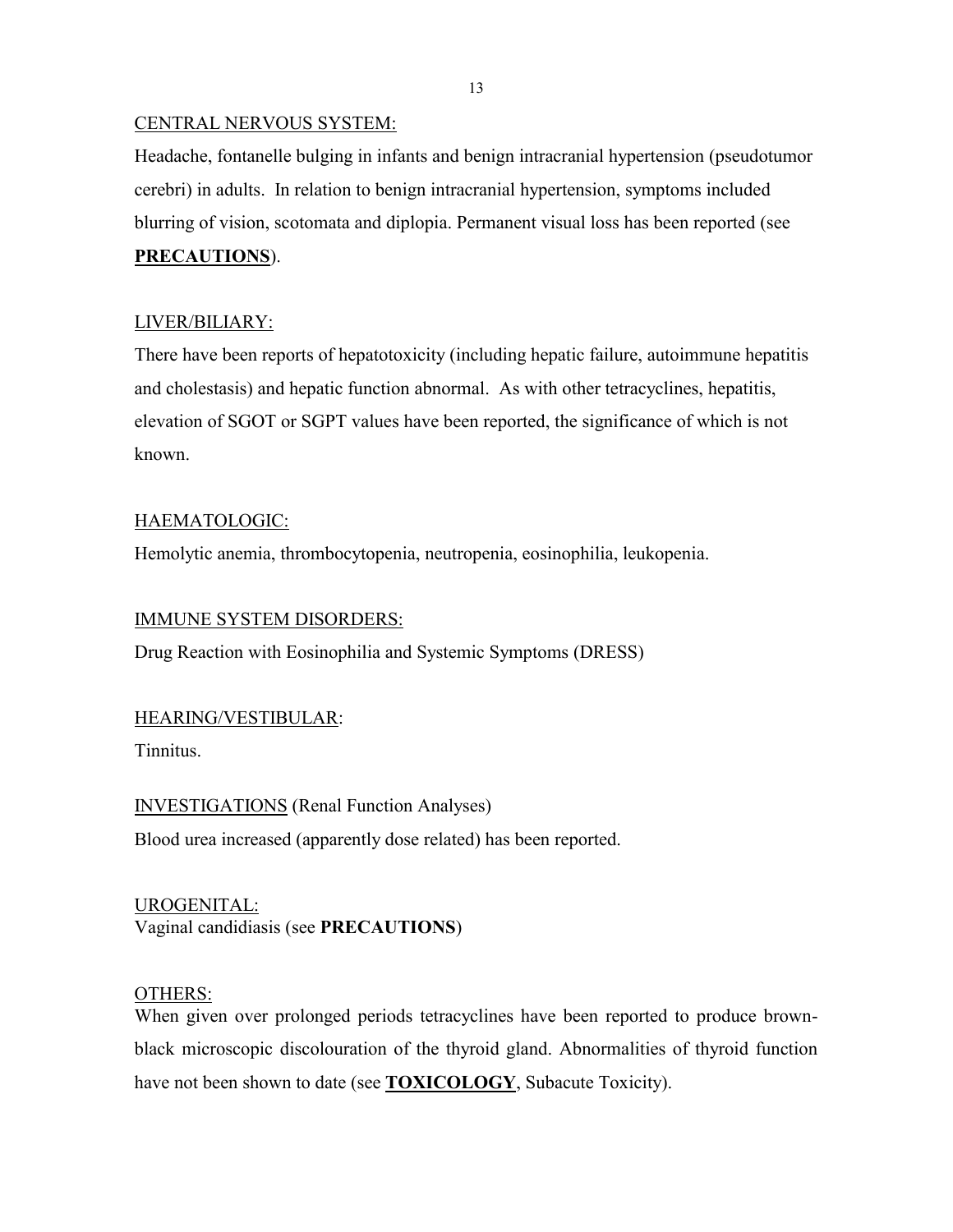CENTRAL NERVOUS SYSTEM:

Headache, fontanelle bulging in infants and benign intracranial hypertension (pseudotumor cerebri) in adults. In relation to benign intracranial hypertension, symptoms included blurring of vision, scotomata and diplopia. Permanent visual loss has been reported (see **PRECAUTIONS**).

LIVER/BILIARY:

There have been reports of hepatotoxicity (including hepatic failure, autoimmune hepatitis and cholestasis) and hepatic function abnormal. As with other tetracyclines, hepatitis, elevation of SGOT or SGPT values have been reported, the significance of which is not known.

HAEMATOLOGIC:

Hemolytic anemia, thrombocytopenia, neutropenia, eosinophilia, leukopenia.

IMMUNE SYSTEM DISORDERS:

Drug Reaction with Eosinophilia and Systemic Symptoms (DRESS)

HEARING/VESTIBULAR:

Tinnitus.

INVESTIGATIONS (Renal Function Analyses)

Blood urea increased (apparently dose related) has been reported.

UROGENITAL:

Vaginal candidiasis (see **PRECAUTIONS**)

OTHERS:

When given over prolonged periods tetracyclines have been reported to produce brown-black microscopic discolouration of the thyroid gland. Abnormalities of thyroid function have not been shown to date (see **TOXICOLOGY**, Subacute Toxicity).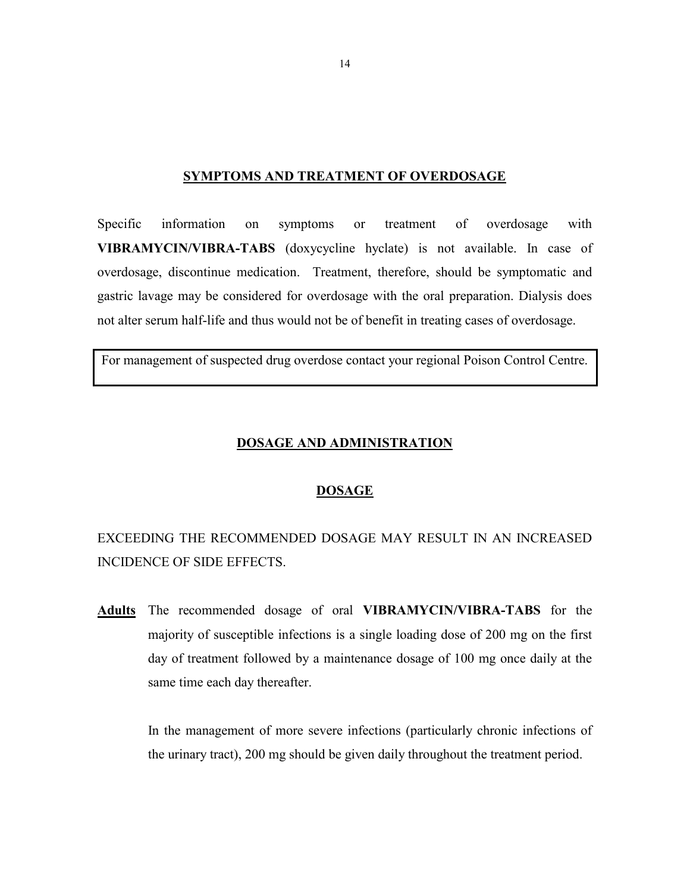## SYMPTOMS AND TREATMENT OF OVERDOSAGE

Specific information on symptoms or treatment of overdosage with **VIBRAMYCIN/VIBRA-TABS** (doxycycline hyclate) is not available. In case of overdosage, discontinue medication. Treatment, therefore, should be symptomatic and gastric lavage may be considered for overdosage with the oral preparation. Dialysis does not alter serum half-life and thus would not be of benefit in treating cases of overdosage.

| For management of suspected drug overdose contact your regional Poison Control Centre. |
| --- |

## DOSAGE AND ADMINISTRATION

### DOSAGE

EXCEEDING THE RECOMMENDED DOSAGE MAY RESULT IN AN INCREASED INCIDENCE OF SIDE EFFECTS.

**Adults** The recommended dosage of oral **VIBRAMYCIN/VIBRA-TABS** for the majority of susceptible infections is a single loading dose of 200 mg on the first day of treatment followed by a maintenance dosage of 100 mg once daily at the same time each day thereafter.

In the management of more severe infections (particularly chronic infections of the urinary tract), 200 mg should be given daily throughout the treatment period.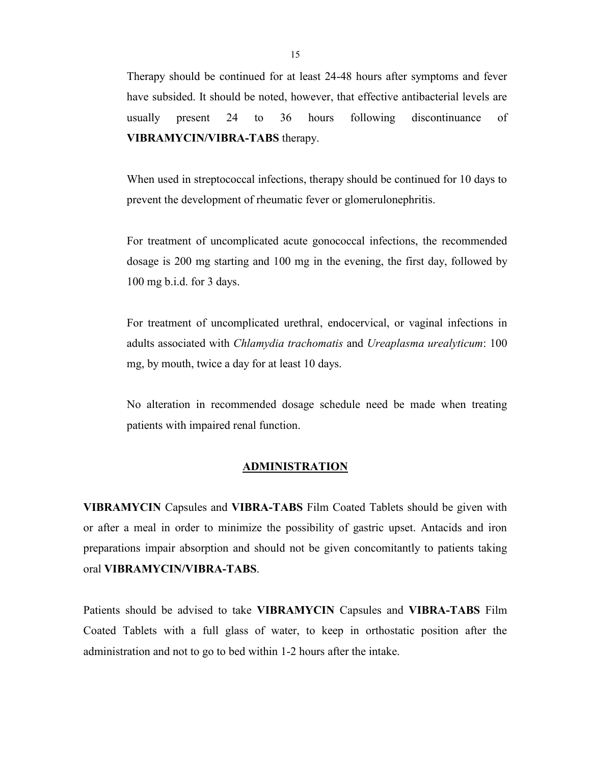Therapy should be continued for at least 24-48 hours after symptoms and fever have subsided. It should be noted, however, that effective antibacterial levels are usually present 24 to 36 hours following discontinuance of **VIBRAMYCIN/VIBRA-TABS** therapy.

When used in streptococcal infections, therapy should be continued for 10 days to prevent the development of rheumatic fever or glomerulonephritis.

For treatment of uncomplicated acute gonococcal infections, the recommended dosage is 200 mg starting and 100 mg in the evening, the first day, followed by 100 mg b.i.d. for 3 days.

For treatment of uncomplicated urethral, endocervical, or vaginal infections in adults associated with *Chlamydia trachomatis* and *Ureaplasma urealyticum*: 100 mg, by mouth, twice a day for at least 10 days.

No alteration in recommended dosage schedule need be made when treating patients with impaired renal function.

## ADMINISTRATION

**VIBRAMYCIN** Capsules and **VIBRA-TABS** Film Coated Tablets should be given with or after a meal in order to minimize the possibility of gastric upset. Antacids and iron preparations impair absorption and should not be given concomitantly to patients taking oral **VIBRAMYCIN/VIBRA-TABS**.

Patients should be advised to take **VIBRAMYCIN** Capsules and **VIBRA-TABS** Film Coated Tablets with a full glass of water, to keep in orthostatic position after the administration and not to go to bed within 1-2 hours after the intake.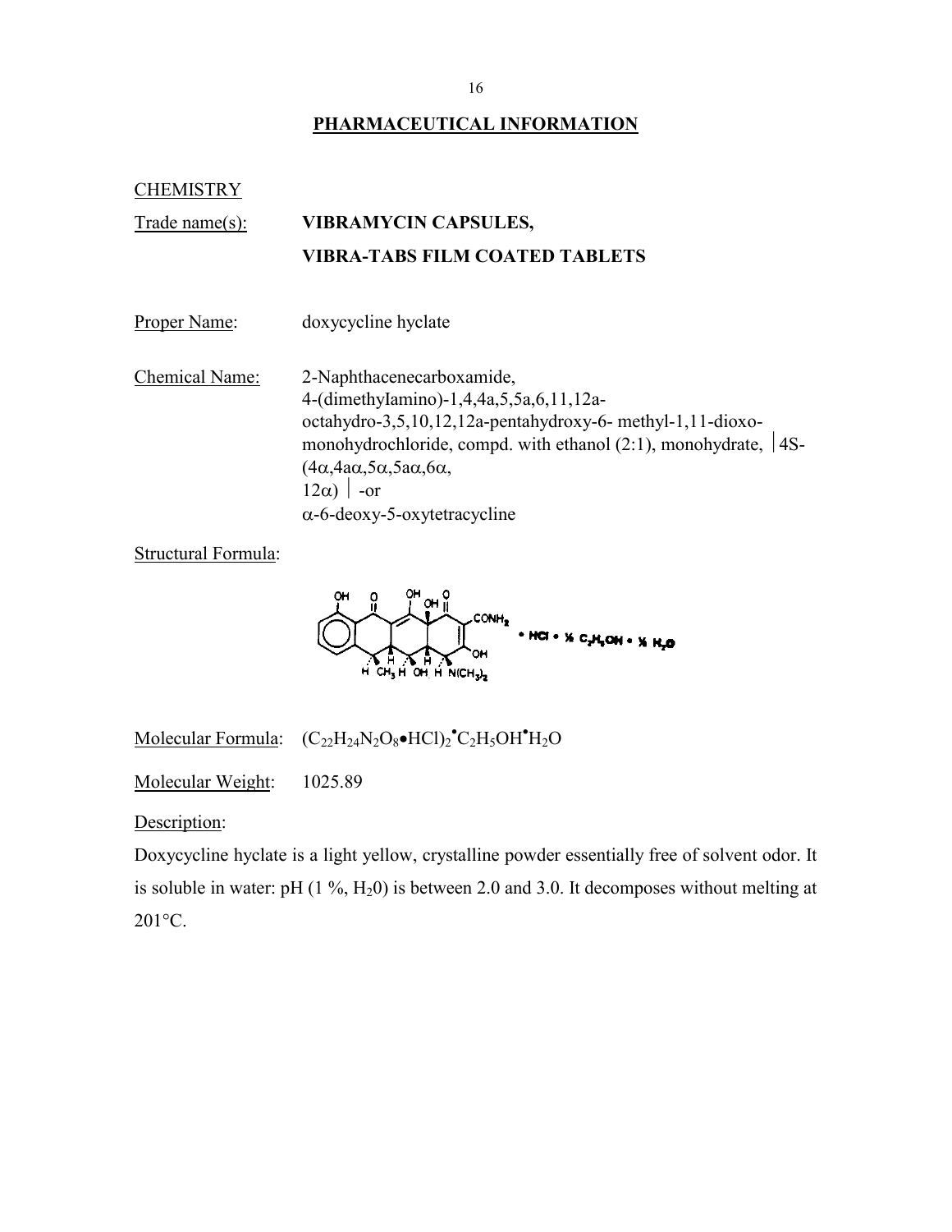## PHARMACEUTICAL INFORMATION

CHEMISTRY

Trade name(s): **VIBRAMYCIN CAPSULES,**
**VIBRA-TABS FILM COATED TABLETS**

Proper Name: doxycycline hyclate

Chemical Name: 2-Naphthacenecarboxamide, 4-(dimethylamino)-1,4,4a,5,5a,6,11,12a-octahydro-3,5,10,12,12a-pentahydroxy-6- methyl-1,11-dioxo-monohydrochloride, compd. with ethanol (2:1), monohydrate, |4S-(4α,4aα,5α,5aα,6α, 12α) | -or α-6-deoxy-5-oxytetracycline

Structural Formula:

Molecular Formula: $(C_{22}H_{24}N_2O_8 \bullet HCl)_2 \bullet C_2H_5OH \bullet H_2O$

Molecular Weight: 1025.89

Description:

Doxycycline hyclate is a light yellow, crystalline powder essentially free of solvent odor. It is soluble in water: pH (1 %, $H_20$) is between 2.0 and 3.0. It decomposes without melting at 201°C.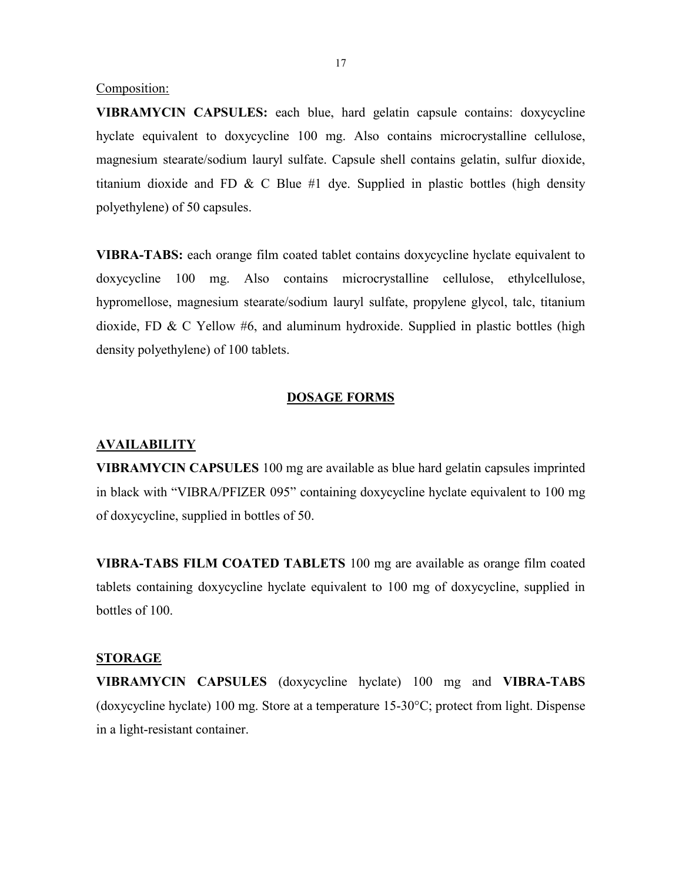Composition:

**VIBRAMYCIN CAPSULES:** each blue, hard gelatin capsule contains: doxycycline hyclate equivalent to doxycycline 100 mg. Also contains microcrystalline cellulose, magnesium stearate/sodium lauryl sulfate. Capsule shell contains gelatin, sulfur dioxide, titanium dioxide and FD & C Blue #1 dye. Supplied in plastic bottles (high density polyethylene) of 50 capsules.

**VIBRA-TABS:** each orange film coated tablet contains doxycycline hyclate equivalent to doxycycline 100 mg. Also contains microcrystalline cellulose, ethylcellulose, hypromellose, magnesium stearate/sodium lauryl sulfate, propylene glycol, talc, titanium dioxide, FD & C Yellow #6, and aluminum hydroxide. Supplied in plastic bottles (high density polyethylene) of 100 tablets.

## DOSAGE FORMS

### AVAILABILITY

**VIBRAMYCIN CAPSULES** 100 mg are available as blue hard gelatin capsules imprinted in black with "VIBRA/PFIZER 095" containing doxycycline hyclate equivalent to 100 mg of doxycycline, supplied in bottles of 50.

**VIBRA-TABS FILM COATED TABLETS** 100 mg are available as orange film coated tablets containing doxycycline hyclate equivalent to 100 mg of doxycycline, supplied in bottles of 100.

### STORAGE

**VIBRAMYCIN CAPSULES** (doxycycline hyclate) 100 mg and **VIBRA-TABS** (doxycycline hyclate) 100 mg. Store at a temperature 15-30°C; protect from light. Dispense in a light-resistant container.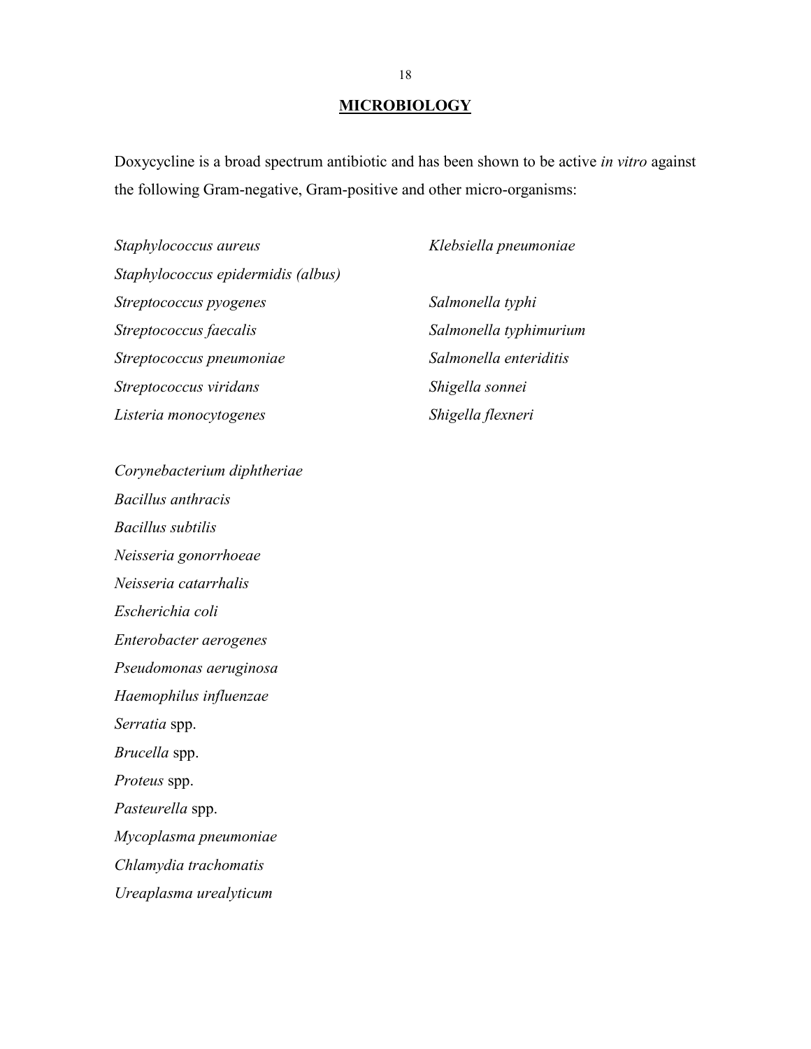## MICROBIOLOGY

Doxycycline is a broad spectrum antibiotic and has been shown to be active *in vitro* against the following Gram-negative, Gram-positive and other micro-organisms:

*Staphylococcus aureus*
*Staphylococcus epidermidis (albus)*
*Streptococcus pyogenes*
*Streptococcus faecalis*
*Streptococcus pneumoniae*
*Streptococcus viridans*
*Listeria monocytogenes*

*Klebsiella pneumoniae*

*Salmonella typhi*
*Salmonella typhimurium*
*Salmonella enteriditis*
*Shigella sonnei*
*Shigella flexneri*

*Corynebacterium diphtheriae*
*Bacillus anthracis*
*Bacillus subtilis*
*Neisseria gonorrhoeae*
*Neisseria catarrhalis*
*Escherichia coli*
*Enterobacter aerogenes*
*Pseudomonas aeruginosa*
*Haemophilus influenzae*
*Serratia* spp.
*Brucella* spp.
*Proteus* spp.
*Pasteurella* spp.
*Mycoplasma pneumoniae*
*Chlamydia trachomatis*
*Ureaplasma urealyticum*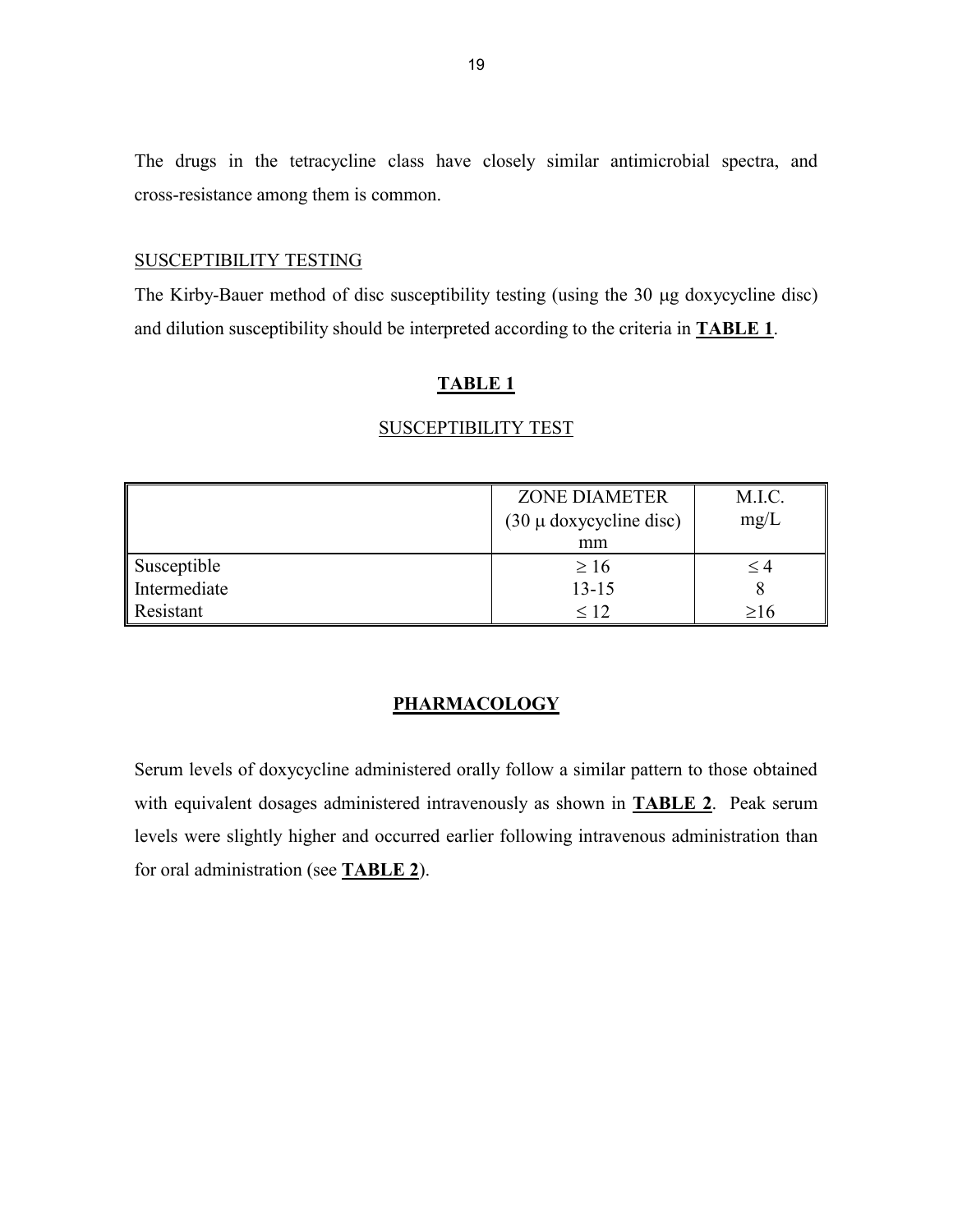The drugs in the tetracycline class have closely similar antimicrobial spectra, and cross-resistance among them is common.

SUSCEPTIBILITY TESTING

The Kirby-Bauer method of disc susceptibility testing (using the 30 μg doxycycline disc) and dilution susceptibility should be interpreted according to the criteria in **TABLE 1**.

**TABLE 1**

SUSCEPTIBILITY TEST

| | ZONE DIAMETER (30 μ doxycycline disc) mm | M.I.C. mg/L |
|---|---|---|
| Susceptible | ≥ 16 | ≤ 4 |
| Intermediate | 13-15 | 8 |
| Resistant | ≤ 12 | ≥16 |

## PHARMACOLOGY

Serum levels of doxycycline administered orally follow a similar pattern to those obtained with equivalent dosages administered intravenously as shown in **TABLE 2**. Peak serum levels were slightly higher and occurred earlier following intravenous administration than for oral administration (see **TABLE 2**).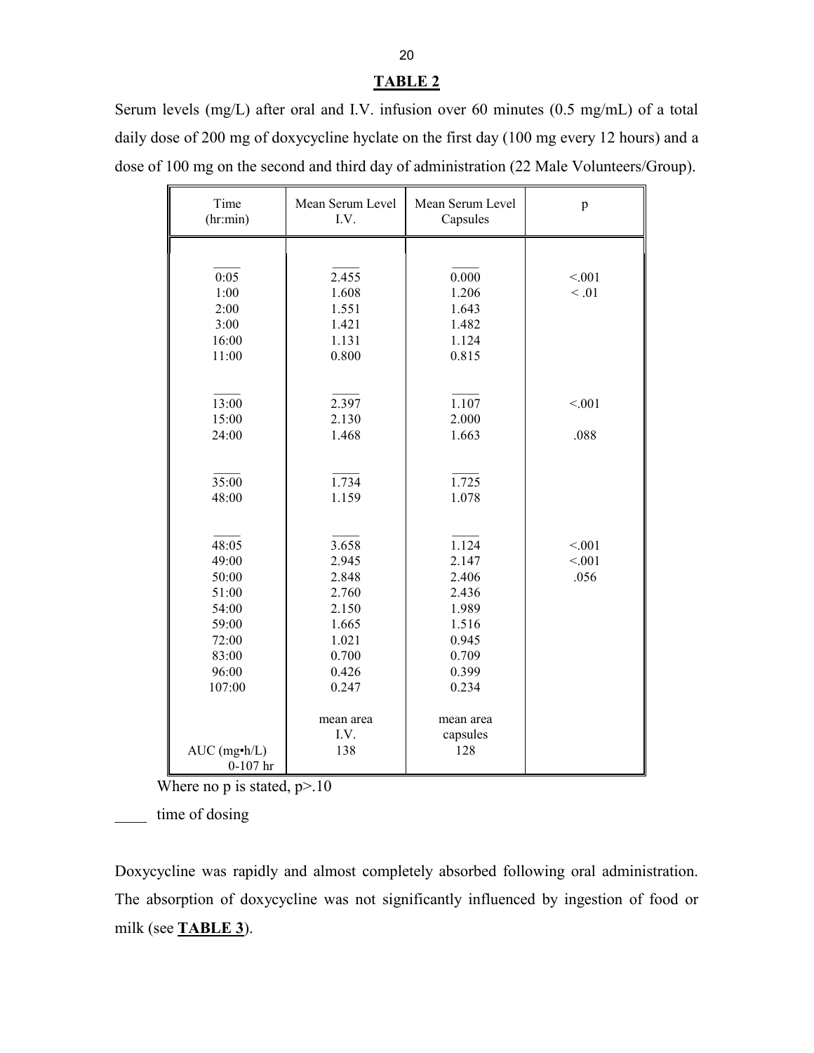**TABLE 2**

Serum levels (mg/L) after oral and I.V. infusion over 60 minutes (0.5 mg/mL) of a total daily dose of 200 mg of doxycycline hyclate on the first day (100 mg every 12 hours) and a dose of 100 mg on the second and third day of administration (22 Male Volunteers/Group).

| Time (hr:min) | Mean Serum Level I.V. | Mean Serum Level Capsules | p |
|---|---|---|---|
| ____ | ____ | ____ | |
| 0:05 | 2.455 | 0.000 | <.001 |
| 1:00 | 1.608 | 1.206 | < .01 |
| 2:00 | 1.551 | 1.643 | |
| 3:00 | 1.421 | 1.482 | |
| 16:00 | 1.131 | 1.124 | |
| 11:00 | 0.800 | 0.815 | |
| ____ | ____ | ____ | |
| 13:00 | 2.397 | 1.107 | <.001 |
| 15:00 | 2.130 | 2.000 | |
| 24:00 | 1.468 | 1.663 | .088 |
| ____ | ____ | ____ | |
| 35:00 | 1.734 | 1.725 | |
| 48:00 | 1.159 | 1.078 | |
| ____ | ____ | ____ | |
| 48:05 | 3.658 | 1.124 | <.001 |
| 49:00 | 2.945 | 2.147 | <.001 |
| 50:00 | 2.848 | 2.406 | .056 |
| 51:00 | 2.760 | 2.436 | |
| 54:00 | 2.150 | 1.989 | |
| 59:00 | 1.665 | 1.516 | |
| 72:00 | 1.021 | 0.945 | |
| 83:00 | 0.700 | 0.709 | |
| 96:00 | 0.426 | 0.399 | |
| 107:00 | 0.247 | 0.234 | |
| | mean area I.V. | mean area capsules | |
| AUC (mg•h/L) 0-107 hr | 138 | 128 | |

Where no p is stated, p>.10

____ time of dosing

Doxycycline was rapidly and almost completely absorbed following oral administration. The absorption of doxycycline was not significantly influenced by ingestion of food or milk (see **TABLE 3**).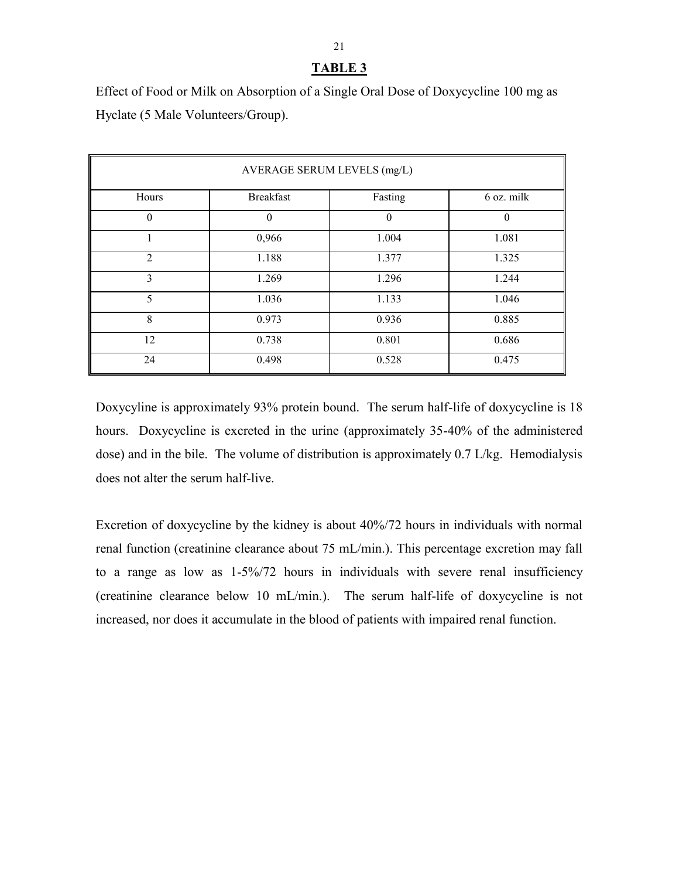**TABLE 3**

Effect of Food or Milk on Absorption of a Single Oral Dose of Doxycycline 100 mg as Hyclate (5 Male Volunteers/Group).

| AVERAGE SERUM LEVELS (mg/L) | | | |
|---|---|---|---|
| Hours | Breakfast | Fasting | 6 oz. milk |
| 0 | 0 | 0 | 0 |
| 1 | 0,966 | 1.004 | 1.081 |
| 2 | 1.188 | 1.377 | 1.325 |
| 3 | 1.269 | 1.296 | 1.244 |
| 5 | 1.036 | 1.133 | 1.046 |
| 8 | 0.973 | 0.936 | 0.885 |
| 12 | 0.738 | 0.801 | 0.686 |
| 24 | 0.498 | 0.528 | 0.475 |

Doxycyline is approximately 93% protein bound. The serum half-life of doxycycline is 18 hours. Doxycycline is excreted in the urine (approximately 35-40% of the administered dose) and in the bile. The volume of distribution is approximately 0.7 L/kg. Hemodialysis does not alter the serum half-live.

Excretion of doxycycline by the kidney is about 40%/72 hours in individuals with normal renal function (creatinine clearance about 75 mL/min.). This percentage excretion may fall to a range as low as 1-5%/72 hours in individuals with severe renal insufficiency (creatinine clearance below 10 mL/min.). The serum half-life of doxycycline is not increased, nor does it accumulate in the blood of patients with impaired renal function.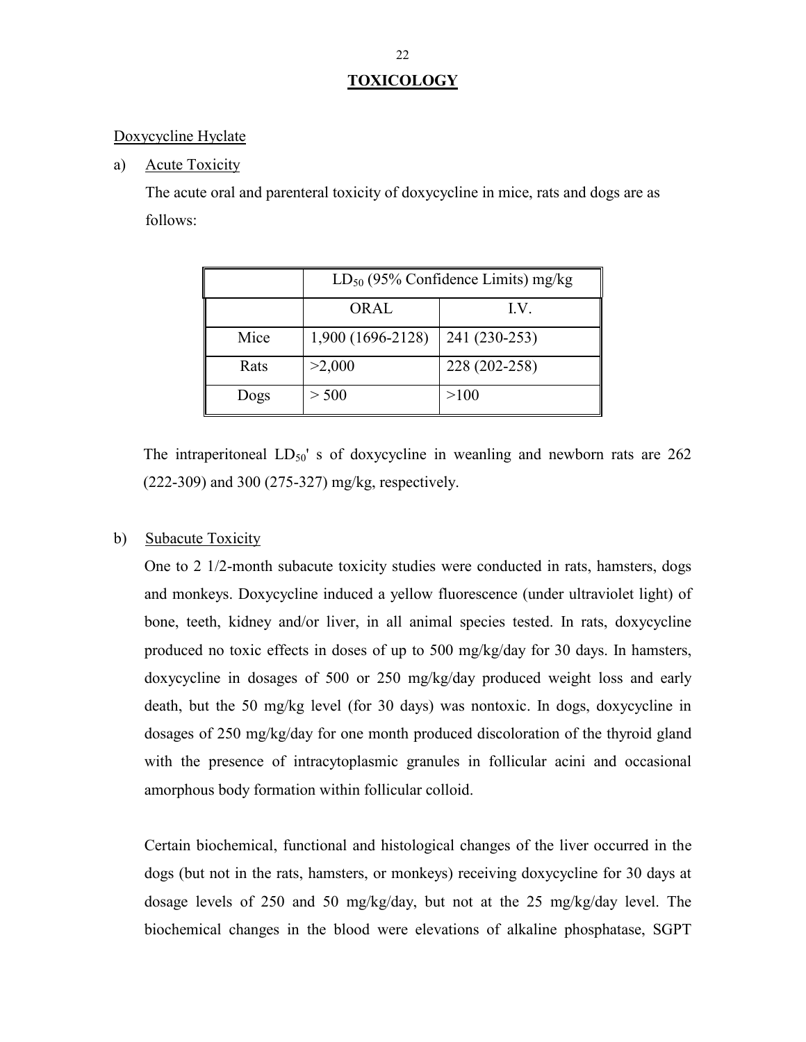## TOXICOLOGY

Doxycycline Hyclate

a) Acute Toxicity

The acute oral and parenteral toxicity of doxycycline in mice, rats and dogs are as follows:

| | $LD_{50}$ (95% Confidence Limits) mg/kg | |
|---|---|---|
| | ORAL | I.V. |
| Mice | 1,900 (1696-2128) | 241 (230-253) |
| Rats | >2,000 | 228 (202-258) |
| Dogs | > 500 | >100 |

The intraperitoneal $LD_{50}$' s of doxycycline in weanling and newborn rats are 262 (222-309) and 300 (275-327) mg/kg, respectively.

b) Subacute Toxicity

One to 2 1/2-month subacute toxicity studies were conducted in rats, hamsters, dogs and monkeys. Doxycycline induced a yellow fluorescence (under ultraviolet light) of bone, teeth, kidney and/or liver, in all animal species tested. In rats, doxycycline produced no toxic effects in doses of up to 500 mg/kg/day for 30 days. In hamsters, doxycycline in dosages of 500 or 250 mg/kg/day produced weight loss and early death, but the 50 mg/kg level (for 30 days) was nontoxic. In dogs, doxycycline in dosages of 250 mg/kg/day for one month produced discoloration of the thyroid gland with the presence of intracytoplasmic granules in follicular acini and occasional amorphous body formation within follicular colloid.

Certain biochemical, functional and histological changes of the liver occurred in the dogs (but not in the rats, hamsters, or monkeys) receiving doxycycline for 30 days at dosage levels of 250 and 50 mg/kg/day, but not at the 25 mg/kg/day level. The biochemical changes in the blood were elevations of alkaline phosphatase, SGPT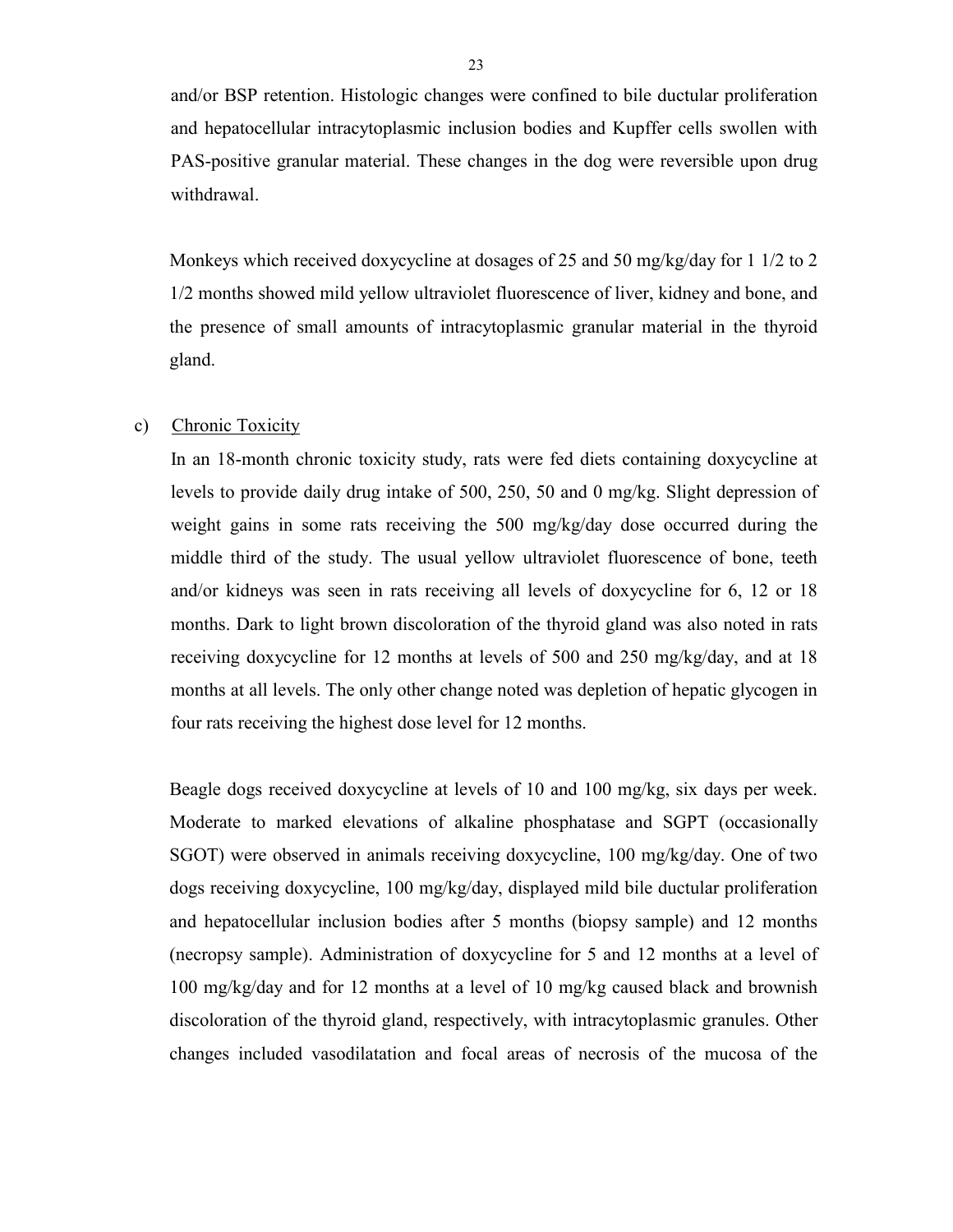and/or BSP retention. Histologic changes were confined to bile ductular proliferation and hepatocellular intracytoplasmic inclusion bodies and Kupffer cells swollen with PAS-positive granular material. These changes in the dog were reversible upon drug withdrawal.

Monkeys which received doxycycline at dosages of 25 and 50 mg/kg/day for 1 1/2 to 2 1/2 months showed mild yellow ultraviolet fluorescence of liver, kidney and bone, and the presence of small amounts of intracytoplasmic granular material in the thyroid gland.

c) <u>Chronic Toxicity</u>

In an 18-month chronic toxicity study, rats were fed diets containing doxycycline at levels to provide daily drug intake of 500, 250, 50 and 0 mg/kg. Slight depression of weight gains in some rats receiving the 500 mg/kg/day dose occurred during the middle third of the study. The usual yellow ultraviolet fluorescence of bone, teeth and/or kidneys was seen in rats receiving all levels of doxycycline for 6, 12 or 18 months. Dark to light brown discoloration of the thyroid gland was also noted in rats receiving doxycycline for 12 months at levels of 500 and 250 mg/kg/day, and at 18 months at all levels. The only other change noted was depletion of hepatic glycogen in four rats receiving the highest dose level for 12 months.

Beagle dogs received doxycycline at levels of 10 and 100 mg/kg, six days per week. Moderate to marked elevations of alkaline phosphatase and SGPT (occasionally SGOT) were observed in animals receiving doxycycline, 100 mg/kg/day. One of two dogs receiving doxycycline, 100 mg/kg/day, displayed mild bile ductular proliferation and hepatocellular inclusion bodies after 5 months (biopsy sample) and 12 months (necropsy sample). Administration of doxycycline for 5 and 12 months at a level of 100 mg/kg/day and for 12 months at a level of 10 mg/kg caused black and brownish discoloration of the thyroid gland, respectively, with intracytoplasmic granules. Other changes included vasodilatation and focal areas of necrosis of the mucosa of the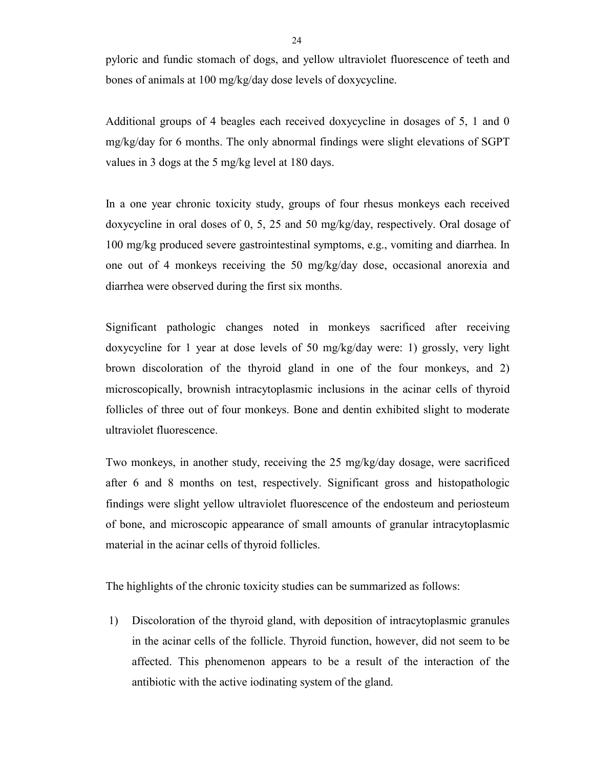pyloric and fundic stomach of dogs, and yellow ultraviolet fluorescence of teeth and bones of animals at 100 mg/kg/day dose levels of doxycycline.

Additional groups of 4 beagles each received doxycycline in dosages of 5, 1 and 0 mg/kg/day for 6 months. The only abnormal findings were slight elevations of SGPT values in 3 dogs at the 5 mg/kg level at 180 days.

In a one year chronic toxicity study, groups of four rhesus monkeys each received doxycycline in oral doses of 0, 5, 25 and 50 mg/kg/day, respectively. Oral dosage of 100 mg/kg produced severe gastrointestinal symptoms, e.g., vomiting and diarrhea. In one out of 4 monkeys receiving the 50 mg/kg/day dose, occasional anorexia and diarrhea were observed during the first six months.

Significant pathologic changes noted in monkeys sacrificed after receiving doxycycline for 1 year at dose levels of 50 mg/kg/day were: 1) grossly, very light brown discoloration of the thyroid gland in one of the four monkeys, and 2) microscopically, brownish intracytoplasmic inclusions in the acinar cells of thyroid follicles of three out of four monkeys. Bone and dentin exhibited slight to moderate ultraviolet fluorescence.

Two monkeys, in another study, receiving the 25 mg/kg/day dosage, were sacrificed after 6 and 8 months on test, respectively. Significant gross and histopathologic findings were slight yellow ultraviolet fluorescence of the endosteum and periosteum of bone, and microscopic appearance of small amounts of granular intracytoplasmic material in the acinar cells of thyroid follicles.

The highlights of the chronic toxicity studies can be summarized as follows:

1) Discoloration of the thyroid gland, with deposition of intracytoplasmic granules in the acinar cells of the follicle. Thyroid function, however, did not seem to be affected. This phenomenon appears to be a result of the interaction of the antibiotic with the active iodinating system of the gland.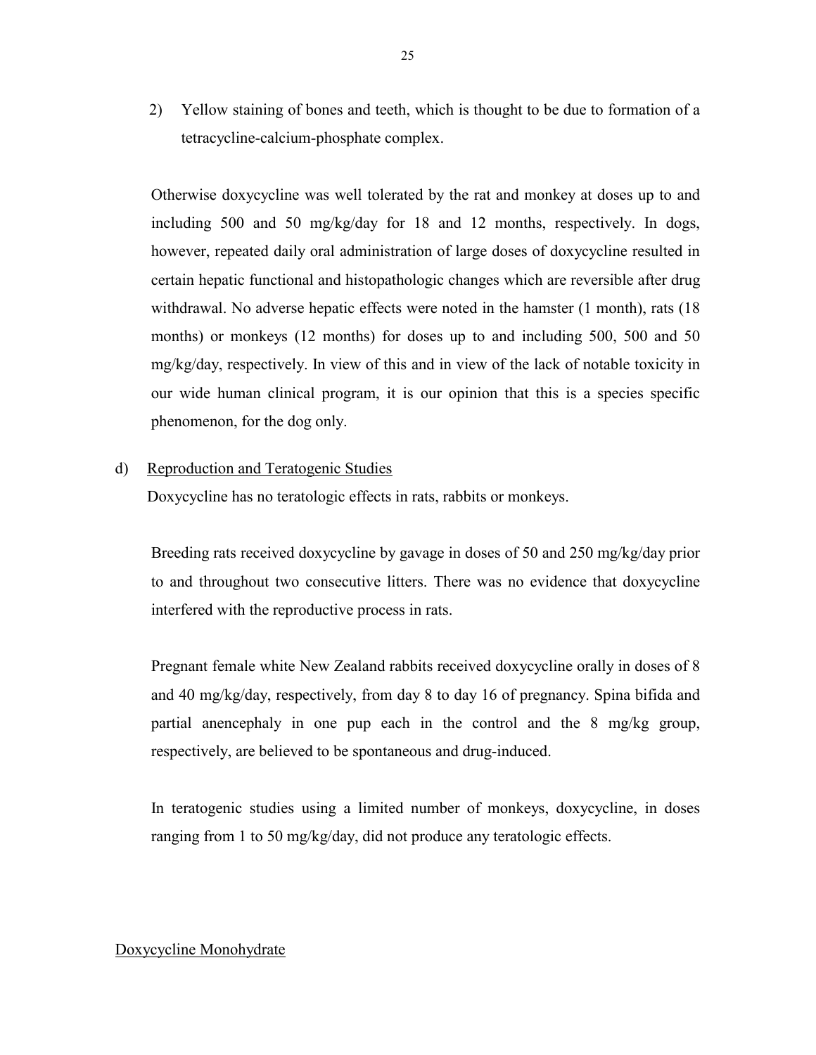2) Yellow staining of bones and teeth, which is thought to be due to formation of a tetracycline-calcium-phosphate complex.

Otherwise doxycycline was well tolerated by the rat and monkey at doses up to and including 500 and 50 mg/kg/day for 18 and 12 months, respectively. In dogs, however, repeated daily oral administration of large doses of doxycycline resulted in certain hepatic functional and histopathologic changes which are reversible after drug withdrawal. No adverse hepatic effects were noted in the hamster (1 month), rats (18 months) or monkeys (12 months) for doses up to and including 500, 500 and 50 mg/kg/day, respectively. In view of this and in view of the lack of notable toxicity in our wide human clinical program, it is our opinion that this is a species specific phenomenon, for the dog only.

d) <u>Reproduction and Teratogenic Studies</u>

Doxycycline has no teratologic effects in rats, rabbits or monkeys.

Breeding rats received doxycycline by gavage in doses of 50 and 250 mg/kg/day prior to and throughout two consecutive litters. There was no evidence that doxycycline interfered with the reproductive process in rats.

Pregnant female white New Zealand rabbits received doxycycline orally in doses of 8 and 40 mg/kg/day, respectively, from day 8 to day 16 of pregnancy. Spina bifida and partial anencephaly in one pup each in the control and the 8 mg/kg group, respectively, are believed to be spontaneous and drug-induced.

In teratogenic studies using a limited number of monkeys, doxycycline, in doses ranging from 1 to 50 mg/kg/day, did not produce any teratologic effects.

<u>Doxycycline Monohydrate</u>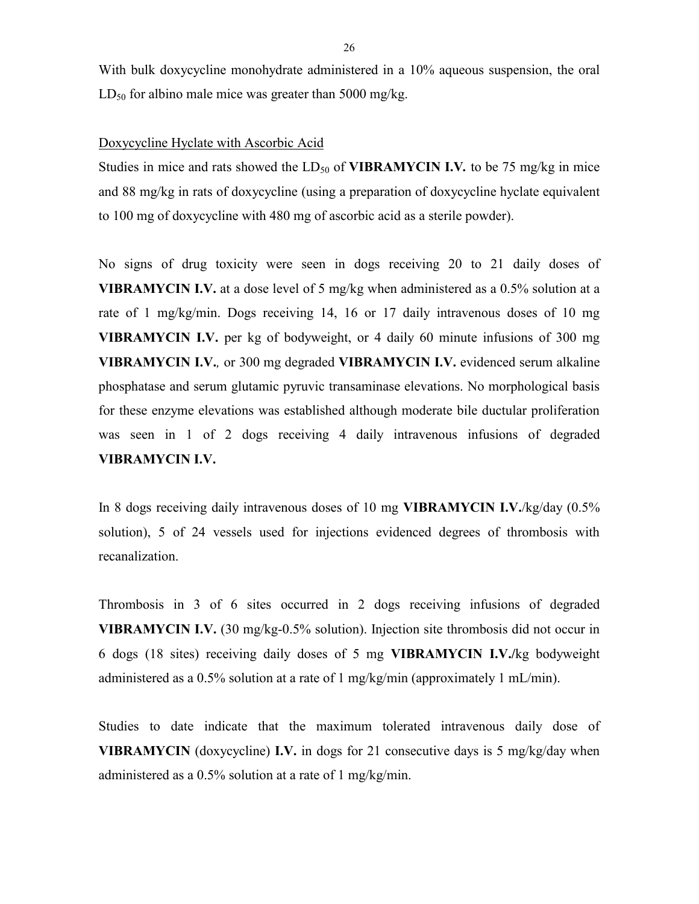With bulk doxycycline monohydrate administered in a 10% aqueous suspension, the oral $LD_{50}$ for albino male mice was greater than 5000 mg/kg.

Doxycycline Hyclate with Ascorbic Acid

Studies in mice and rats showed the $LD_{50}$ of **VIBRAMYCIN I.V.** to be 75 mg/kg in mice and 88 mg/kg in rats of doxycycline (using a preparation of doxycycline hyclate equivalent to 100 mg of doxycycline with 480 mg of ascorbic acid as a sterile powder).

No signs of drug toxicity were seen in dogs receiving 20 to 21 daily doses of **VIBRAMYCIN I.V.** at a dose level of 5 mg/kg when administered as a 0.5% solution at a rate of 1 mg/kg/min. Dogs receiving 14, 16 or 17 daily intravenous doses of 10 mg **VIBRAMYCIN I.V.** per kg of bodyweight, or 4 daily 60 minute infusions of 300 mg **VIBRAMYCIN I.V.**, or 300 mg degraded **VIBRAMYCIN I.V.** evidenced serum alkaline phosphatase and serum glutamic pyruvic transaminase elevations. No morphological basis for these enzyme elevations was established although moderate bile ductular proliferation was seen in 1 of 2 dogs receiving 4 daily intravenous infusions of degraded **VIBRAMYCIN I.V.**

In 8 dogs receiving daily intravenous doses of 10 mg **VIBRAMYCIN I.V.**/kg/day (0.5% solution), 5 of 24 vessels used for injections evidenced degrees of thrombosis with recanalization.

Thrombosis in 3 of 6 sites occurred in 2 dogs receiving infusions of degraded **VIBRAMYCIN I.V.** (30 mg/kg-0.5% solution). Injection site thrombosis did not occur in 6 dogs (18 sites) receiving daily doses of 5 mg **VIBRAMYCIN I.V./**kg bodyweight administered as a 0.5% solution at a rate of 1 mg/kg/min (approximately 1 mL/min).

Studies to date indicate that the maximum tolerated intravenous daily dose of **VIBRAMYCIN** (doxycycline) **I.V.** in dogs for 21 consecutive days is 5 mg/kg/day when administered as a 0.5% solution at a rate of 1 mg/kg/min.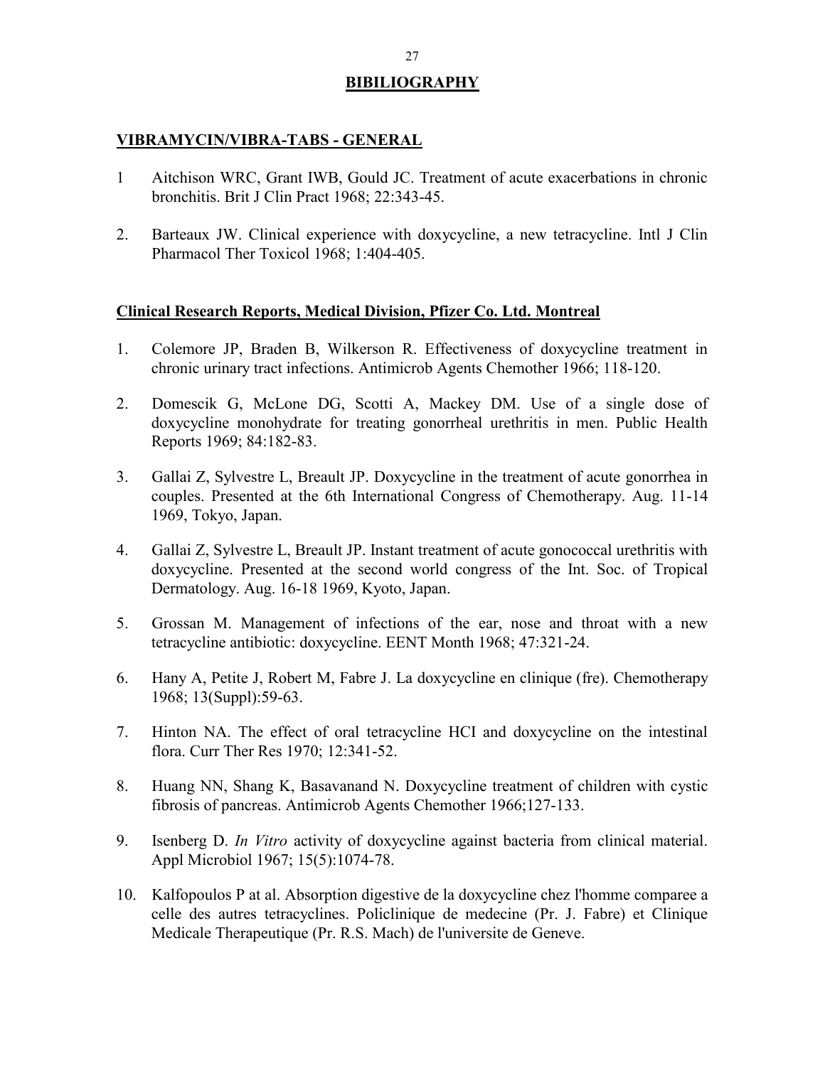## BIBILIOGRAPHY

### VIBRAMYCIN/VIBRA-TABS - GENERAL

1 Aitchison WRC, Grant IWB, Gould JC. Treatment of acute exacerbations in chronic bronchitis. Brit J Clin Pract 1968; 22:343-45.

2. Barteaux JW. Clinical experience with doxycycline, a new tetracycline. Intl J Clin Pharmacol Ther Toxicol 1968; 1:404-405.

### Clinical Research Reports, Medical Division, Pfizer Co. Ltd. Montreal

1. Colemore JP, Braden B, Wilkerson R. Effectiveness of doxycycline treatment in chronic urinary tract infections. Antimicrob Agents Chemother 1966; 118-120.

2. Domescik G, McLone DG, Scotti A, Mackey DM. Use of a single dose of doxycycline monohydrate for treating gonorrheal urethritis in men. Public Health Reports 1969; 84:182-83.

3. Gallai Z, Sylvestre L, Breault JP. Doxycycline in the treatment of acute gonorrhea in couples. Presented at the 6th International Congress of Chemotherapy. Aug. 11-14 1969, Tokyo, Japan.

4. Gallai Z, Sylvestre L, Breault JP. Instant treatment of acute gonococcal urethritis with doxycycline. Presented at the second world congress of the Int. Soc. of Tropical Dermatology. Aug. 16-18 1969, Kyoto, Japan.

5. Grossan M. Management of infections of the ear, nose and throat with a new tetracycline antibiotic: doxycycline. EENT Month 1968; 47:321-24.

6. Hany A, Petite J, Robert M, Fabre J. La doxycycline en clinique (fre). Chemotherapy 1968; 13(Suppl):59-63.

7. Hinton NA. The effect of oral tetracycline HCI and doxycycline on the intestinal flora. Curr Ther Res 1970; 12:341-52.

8. Huang NN, Shang K, Basavanand N. Doxycycline treatment of children with cystic fibrosis of pancreas. Antimicrob Agents Chemother 1966;127-133.

9. Isenberg D. *In Vitro* activity of doxycycline against bacteria from clinical material. Appl Microbiol 1967; 15(5):1074-78.

10. Kalfopoulos P at al. Absorption digestive de la doxycycline chez l'homme comparee a celle des autres tetracyclines. Policlinique de medecine (Pr. J. Fabre) et Clinique Medicale Therapeutique (Pr. R.S. Mach) de l'universite de Geneve.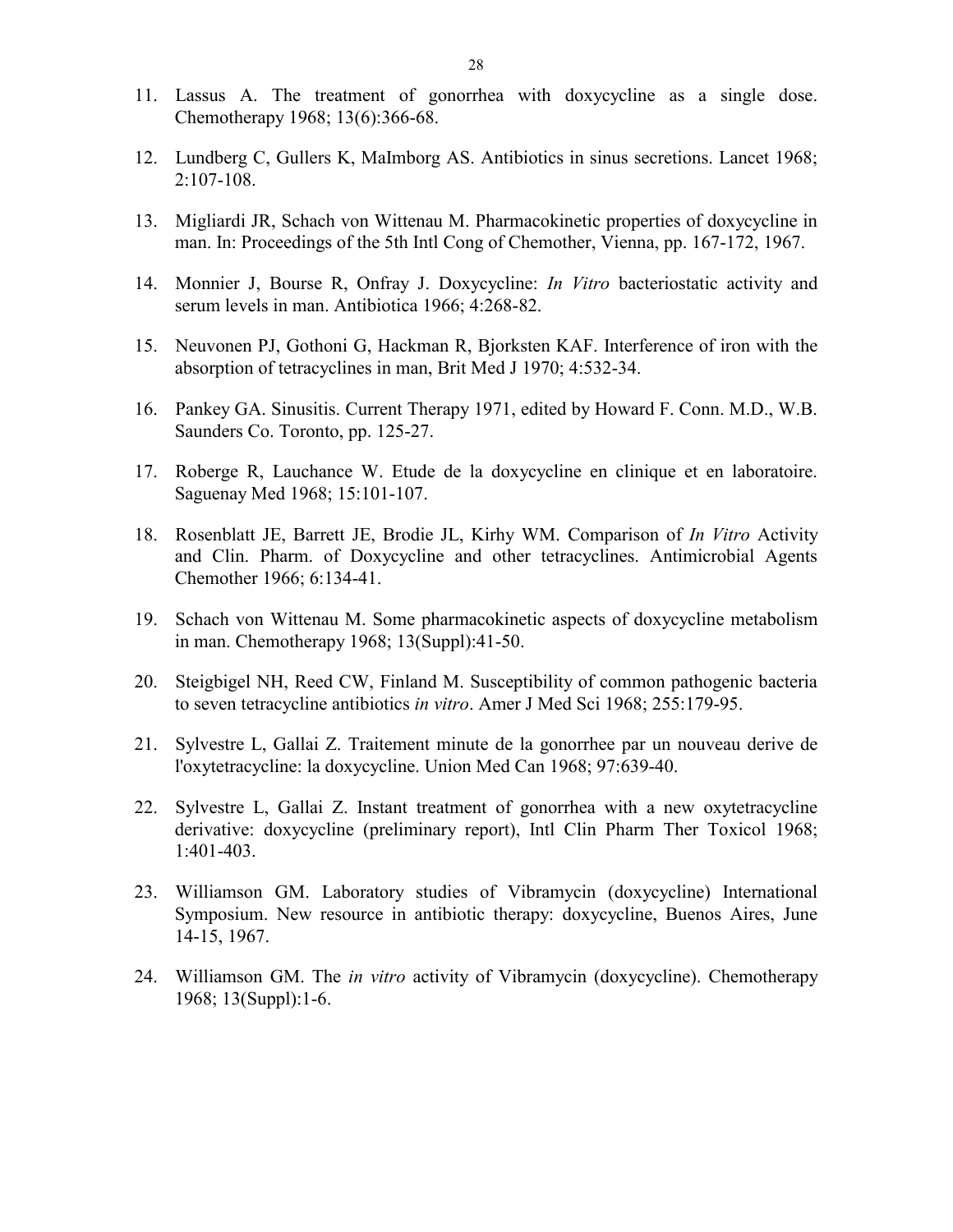11. Lassus A. The treatment of gonorrhea with doxycycline as a single dose. Chemotherapy 1968; 13(6):366-68.

12. Lundberg C, Gullers K, MaImborg AS. Antibiotics in sinus secretions. Lancet 1968; 2:107-108.

13. Migliardi JR, Schach von Wittenau M. Pharmacokinetic properties of doxycycline in man. In: Proceedings of the 5th Intl Cong of Chemother, Vienna, pp. 167-172, 1967.

14. Monnier J, Bourse R, Onfray J. Doxycycline: *In Vitro* bacteriostatic activity and serum levels in man. Antibiotica 1966; 4:268-82.

15. Neuvonen PJ, Gothoni G, Hackman R, Bjorksten KAF. Interference of iron with the absorption of tetracyclines in man, Brit Med J 1970; 4:532-34.

16. Pankey GA. Sinusitis. Current Therapy 1971, edited by Howard F. Conn. M.D., W.B. Saunders Co. Toronto, pp. 125-27.

17. Roberge R, Lauchance W. Etude de la doxycycline en clinique et en laboratoire. Saguenay Med 1968; 15:101-107.

18. Rosenblatt JE, Barrett JE, Brodie JL, Kirhy WM. Comparison of *In Vitro* Activity and Clin. Pharm. of Doxycycline and other tetracyclines. Antimicrobial Agents Chemother 1966; 6:134-41.

19. Schach von Wittenau M. Some pharmacokinetic aspects of doxycycline metabolism in man. Chemotherapy 1968; 13(Suppl):41-50.

20. Steigbigel NH, Reed CW, Finland M. Susceptibility of common pathogenic bacteria to seven tetracycline antibiotics *in vitro*. Amer J Med Sci 1968; 255:179-95.

21. Sylvestre L, Gallai Z. Traitement minute de la gonorrhee par un nouveau derive de l'oxytetracycline: la doxycycline. Union Med Can 1968; 97:639-40.

22. Sylvestre L, Gallai Z. Instant treatment of gonorrhea with a new oxytetracycline derivative: doxycycline (preliminary report), Intl Clin Pharm Ther Toxicol 1968; 1:401-403.

23. Williamson GM. Laboratory studies of Vibramycin (doxycycline) International Symposium. New resource in antibiotic therapy: doxycycline, Buenos Aires, June 14-15, 1967.

24. Williamson GM. The *in vitro* activity of Vibramycin (doxycycline). Chemotherapy 1968; 13(Suppl):1-6.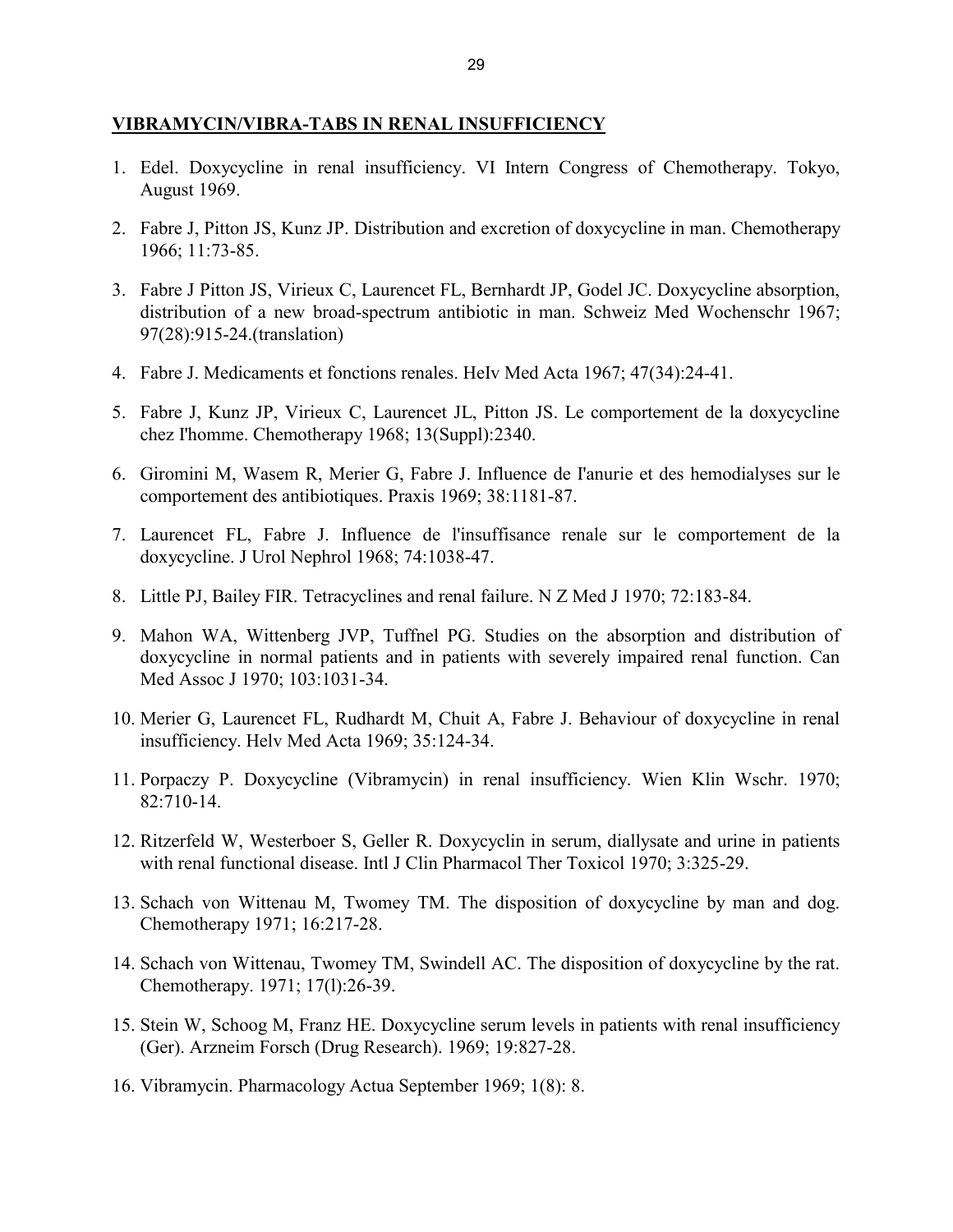## **VIBRAMYCIN/VIBRA-TABS IN RENAL INSUFFICIENCY**

1. Edel. Doxycycline in renal insufficiency. VI Intern Congress of Chemotherapy. Tokyo, August 1969.

2. Fabre J, Pitton JS, Kunz JP. Distribution and excretion of doxycycline in man. Chemotherapy 1966; 11:73-85.

3. Fabre J Pitton JS, Virieux C, Laurencet FL, Bernhardt JP, Godel JC. Doxycycline absorption, distribution of a new broad-spectrum antibiotic in man. Schweiz Med Wochenschr 1967; 97(28):915-24.(translation)

4. Fabre J. Medicaments et fonctions renales. HeIv Med Acta 1967; 47(34):24-41.

5. Fabre J, Kunz JP, Virieux C, Laurencet JL, Pitton JS. Le comportement de la doxycycline chez I'homme. Chemotherapy 1968; 13(Suppl):2340.

6. Giromini M, Wasem R, Merier G, Fabre J. Influence de I'anurie et des hemodialyses sur le comportement des antibiotiques. Praxis 1969; 38:1181-87.

7. Laurencet FL, Fabre J. Influence de l'insuffisance renale sur le comportement de la doxycycline. J Urol Nephrol 1968; 74:1038-47.

8. Little PJ, Bailey FIR. Tetracyclines and renal failure. N Z Med J 1970; 72:183-84.

9. Mahon WA, Wittenberg JVP, Tuffnel PG. Studies on the absorption and distribution of doxycycline in normal patients and in patients with severely impaired renal function. Can Med Assoc J 1970; 103:1031-34.

10. Merier G, Laurencet FL, Rudhardt M, Chuit A, Fabre J. Behaviour of doxycycline in renal insufficiency. Helv Med Acta 1969; 35:124-34.

11. Porpaczy P. Doxycycline (Vibramycin) in renal insufficiency. Wien Klin Wschr. 1970; 82:710-14.

12. Ritzerfeld W, Westerboer S, Geller R. Doxycyclin in serum, diallysate and urine in patients with renal functional disease. Intl J Clin Pharmacol Ther Toxicol 1970; 3:325-29.

13. Schach von Wittenau M, Twomey TM. The disposition of doxycycline by man and dog. Chemotherapy 1971; 16:217-28.

14. Schach von Wittenau, Twomey TM, Swindell AC. The disposition of doxycycline by the rat. Chemotherapy. 1971; 17(l):26-39.

15. Stein W, Schoog M, Franz HE. Doxycycline serum levels in patients with renal insufficiency (Ger). Arzneim Forsch (Drug Research). 1969; 19:827-28.

16. Vibramycin. Pharmacology Actua September 1969; 1(8): 8.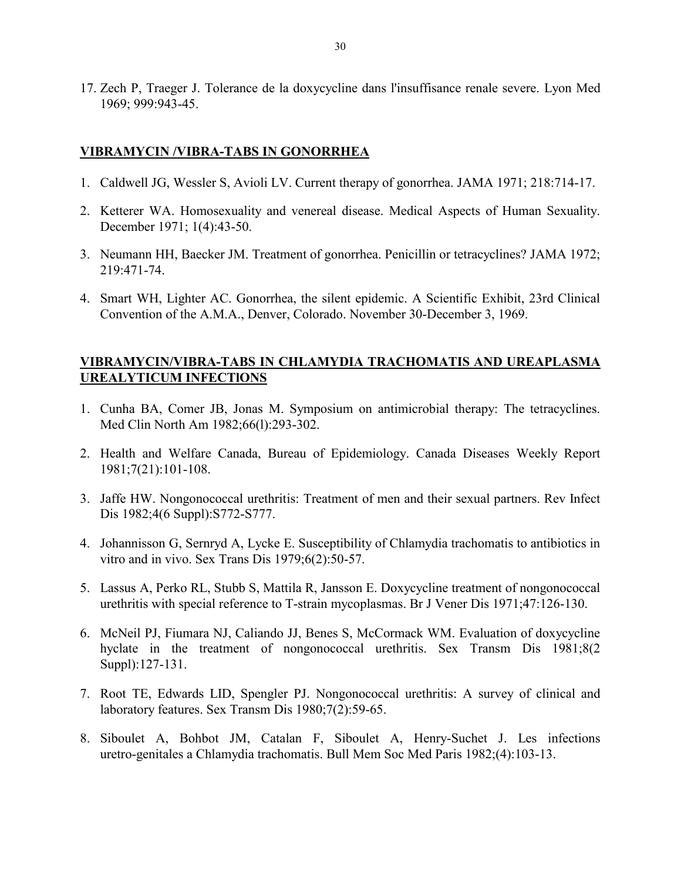17. Zech P, Traeger J. Tolerance de la doxycycline dans l'insuffisance renale severe. Lyon Med 1969; 999:943-45.

## VIBRAMYCIN /VIBRA-TABS IN GONORRHEA

1. Caldwell JG, Wessler S, Avioli LV. Current therapy of gonorrhea. JAMA 1971; 218:714-17.

2. Ketterer WA. Homosexuality and venereal disease. Medical Aspects of Human Sexuality. December 1971; 1(4):43-50.

3. Neumann HH, Baecker JM. Treatment of gonorrhea. Penicillin or tetracyclines? JAMA 1972; 219:471-74.

4. Smart WH, Lighter AC. Gonorrhea, the silent epidemic. A Scientific Exhibit, 23rd Clinical Convention of the A.M.A., Denver, Colorado. November 30-December 3, 1969.

## VIBRAMYCIN/VIBRA-TABS IN CHLAMYDIA TRACHOMATIS AND UREAPLASMA UREALYTICUM INFECTIONS

1. Cunha BA, Comer JB, Jonas M. Symposium on antimicrobial therapy: The tetracyclines. Med Clin North Am 1982;66(l):293-302.

2. Health and Welfare Canada, Bureau of Epidemiology. Canada Diseases Weekly Report 1981;7(21):101-108.

3. Jaffe HW. Nongonococcal urethritis: Treatment of men and their sexual partners. Rev Infect Dis 1982;4(6 Suppl):S772-S777.

4. Johannisson G, Sernryd A, Lycke E. Susceptibility of Chlamydia trachomatis to antibiotics in vitro and in vivo. Sex Trans Dis 1979;6(2):50-57.

5. Lassus A, Perko RL, Stubb S, Mattila R, Jansson E. Doxycycline treatment of nongonococcal urethritis with special reference to T-strain mycoplasmas. Br J Vener Dis 1971;47:126-130.

6. McNeil PJ, Fiumara NJ, Caliando JJ, Benes S, McCormack WM. Evaluation of doxycycline hyclate in the treatment of nongonococcal urethritis. Sex Transm Dis 1981;8(2 Suppl):127-131.

7. Root TE, Edwards LID, Spengler PJ. Nongonococcal urethritis: A survey of clinical and laboratory features. Sex Transm Dis 1980;7(2):59-65.

8. Siboulet A, Bohbot JM, Catalan F, Siboulet A, Henry-Suchet J. Les infections uretro-genitales a Chlamydia trachomatis. Bull Mem Soc Med Paris 1982;(4):103-13.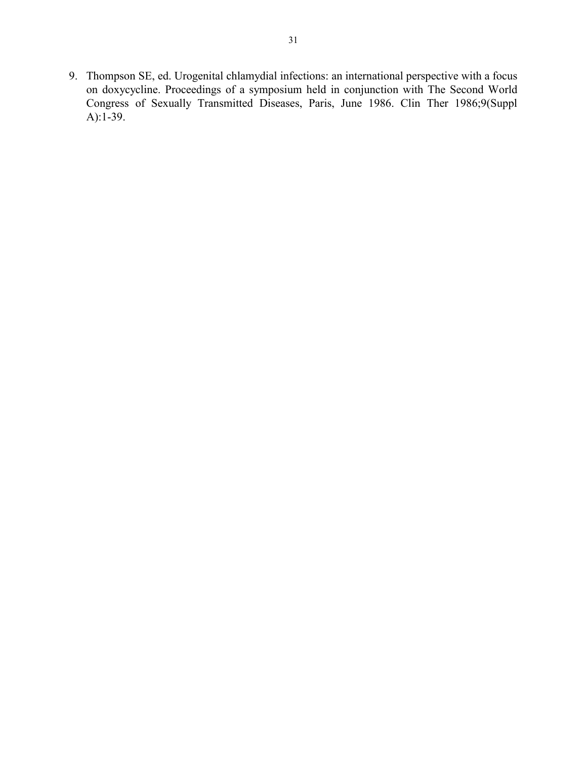9. Thompson SE, ed. Urogenital chlamydial infections: an international perspective with a focus on doxycycline. Proceedings of a symposium held in conjunction with The Second World Congress of Sexually Transmitted Diseases, Paris, June 1986. Clin Ther 1986;9(Suppl A):1-39.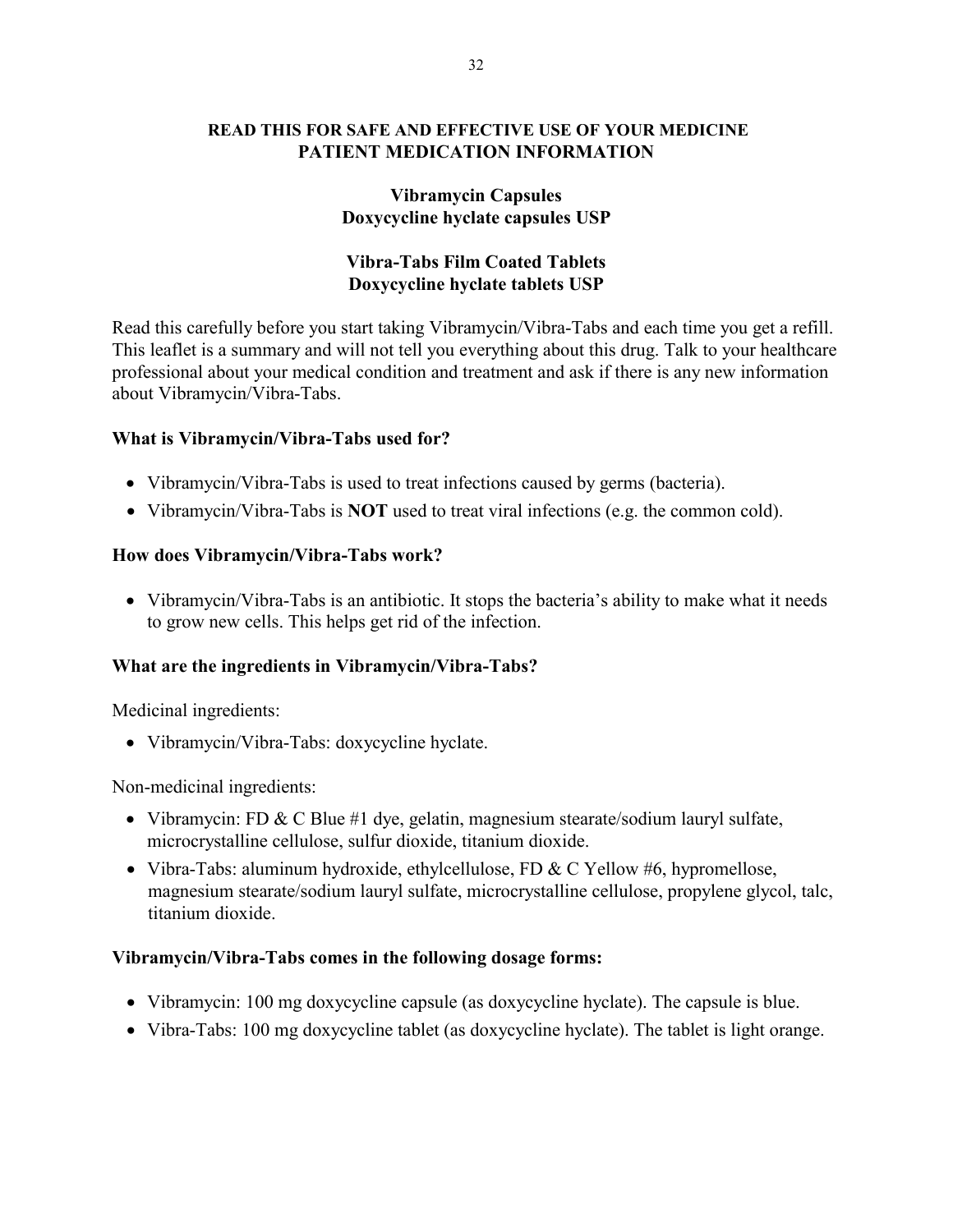**READ THIS FOR SAFE AND EFFECTIVE USE OF YOUR MEDICINE**
**PATIENT MEDICATION INFORMATION**

**Vibramycin Capsules**
**Doxycycline hyclate capsules USP**

**Vibra-Tabs Film Coated Tablets**
**Doxycycline hyclate tablets USP**

Read this carefully before you start taking Vibramycin/Vibra-Tabs and each time you get a refill. This leaflet is a summary and will not tell you everything about this drug. Talk to your healthcare professional about your medical condition and treatment and ask if there is any new information about Vibramycin/Vibra-Tabs.

**What is Vibramycin/Vibra-Tabs used for?**

- Vibramycin/Vibra-Tabs is used to treat infections caused by germs (bacteria).
- Vibramycin/Vibra-Tabs is **NOT** used to treat viral infections (e.g. the common cold).

**How does Vibramycin/Vibra-Tabs work?**

- Vibramycin/Vibra-Tabs is an antibiotic. It stops the bacteria's ability to make what it needs to grow new cells. This helps get rid of the infection.

**What are the ingredients in Vibramycin/Vibra-Tabs?**

Medicinal ingredients:

- Vibramycin/Vibra-Tabs: doxycycline hyclate.

Non-medicinal ingredients:

- Vibramycin: FD & C Blue #1 dye, gelatin, magnesium stearate/sodium lauryl sulfate, microcrystalline cellulose, sulfur dioxide, titanium dioxide.
- Vibra-Tabs: aluminum hydroxide, ethylcellulose, FD & C Yellow #6, hypromellose, magnesium stearate/sodium lauryl sulfate, microcrystalline cellulose, propylene glycol, talc, titanium dioxide.

**Vibramycin/Vibra-Tabs comes in the following dosage forms:**

- Vibramycin: 100 mg doxycycline capsule (as doxycycline hyclate). The capsule is blue.
- Vibra-Tabs: 100 mg doxycycline tablet (as doxycycline hyclate). The tablet is light orange.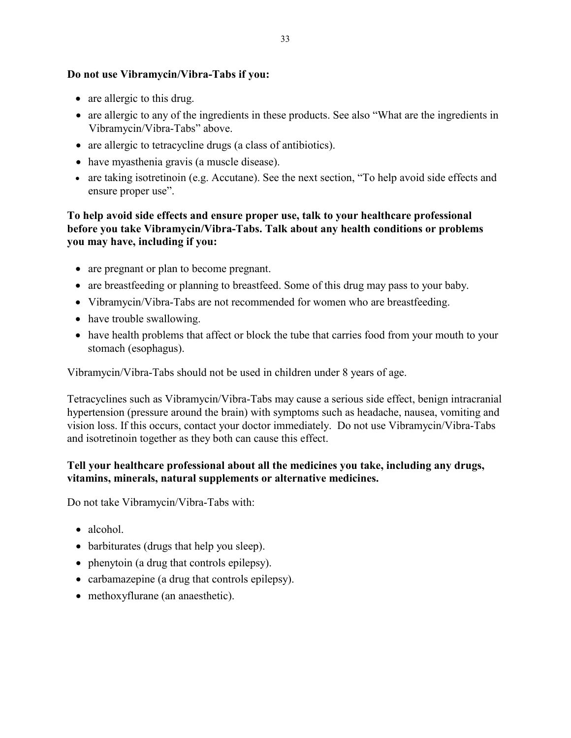**Do not use Vibramycin/Vibra-Tabs if you:**

- are allergic to this drug.
- are allergic to any of the ingredients in these products. See also "What are the ingredients in Vibramycin/Vibra-Tabs" above.
- are allergic to tetracycline drugs (a class of antibiotics).
- have myasthenia gravis (a muscle disease).
- are taking isotretinoin (e.g. Accutane). See the next section, "To help avoid side effects and ensure proper use".

**To help avoid side effects and ensure proper use, talk to your healthcare professional before you take Vibramycin/Vibra-Tabs. Talk about any health conditions or problems you may have, including if you:**

- are pregnant or plan to become pregnant.
- are breastfeeding or planning to breastfeed. Some of this drug may pass to your baby.
- Vibramycin/Vibra-Tabs are not recommended for women who are breastfeeding.
- have trouble swallowing.
- have health problems that affect or block the tube that carries food from your mouth to your stomach (esophagus).

Vibramycin/Vibra-Tabs should not be used in children under 8 years of age.

Tetracyclines such as Vibramycin/Vibra-Tabs may cause a serious side effect, benign intracranial hypertension (pressure around the brain) with symptoms such as headache, nausea, vomiting and vision loss. If this occurs, contact your doctor immediately. Do not use Vibramycin/Vibra-Tabs and isotretinoin together as they both can cause this effect.

**Tell your healthcare professional about all the medicines you take, including any drugs, vitamins, minerals, natural supplements or alternative medicines.**

Do not take Vibramycin/Vibra-Tabs with:

- alcohol.
- barbiturates (drugs that help you sleep).
- phenytoin (a drug that controls epilepsy).
- carbamazepine (a drug that controls epilepsy).
- methoxyflurane (an anaesthetic).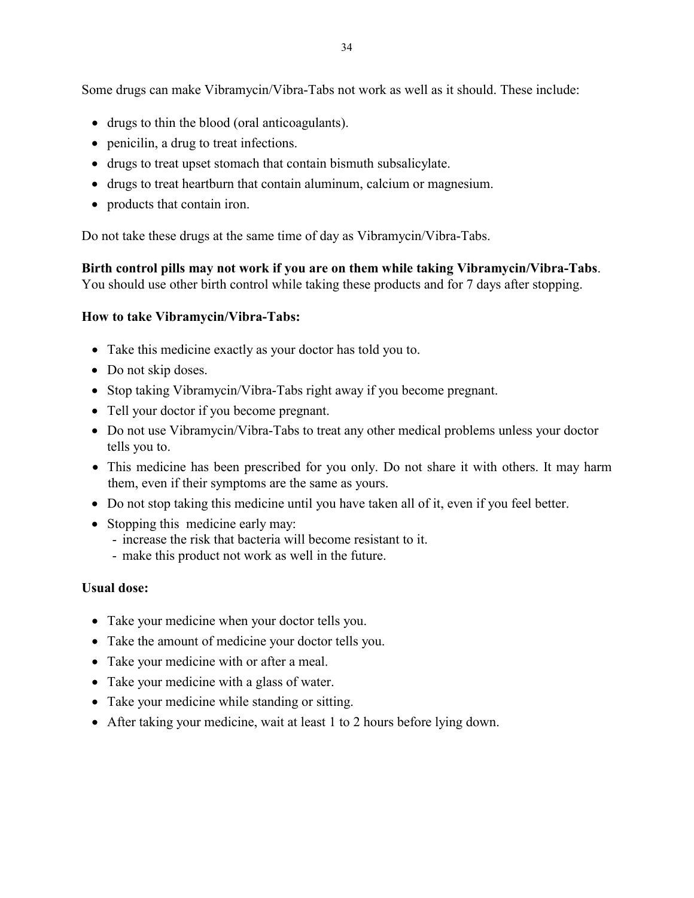Some drugs can make Vibramycin/Vibra-Tabs not work as well as it should. These include:

- drugs to thin the blood (oral anticoagulants).
- penicilin, a drug to treat infections.
- drugs to treat upset stomach that contain bismuth subsalicylate.
- drugs to treat heartburn that contain aluminum, calcium or magnesium.
- products that contain iron.

Do not take these drugs at the same time of day as Vibramycin/Vibra-Tabs.

**Birth control pills may not work if you are on them while taking Vibramycin/Vibra-Tabs**. You should use other birth control while taking these products and for 7 days after stopping.

**How to take Vibramycin/Vibra-Tabs:**

- Take this medicine exactly as your doctor has told you to.
- Do not skip doses.
- Stop taking Vibramycin/Vibra-Tabs right away if you become pregnant.
- Tell your doctor if you become pregnant.
- Do not use Vibramycin/Vibra-Tabs to treat any other medical problems unless your doctor tells you to.
- This medicine has been prescribed for you only. Do not share it with others. It may harm them, even if their symptoms are the same as yours.
- Do not stop taking this medicine until you have taken all of it, even if you feel better.
- Stopping this medicine early may:
  - increase the risk that bacteria will become resistant to it.
  - make this product not work as well in the future.

**Usual dose:**

- Take your medicine when your doctor tells you.
- Take the amount of medicine your doctor tells you.
- Take your medicine with or after a meal.
- Take your medicine with a glass of water.
- Take your medicine while standing or sitting.
- After taking your medicine, wait at least 1 to 2 hours before lying down.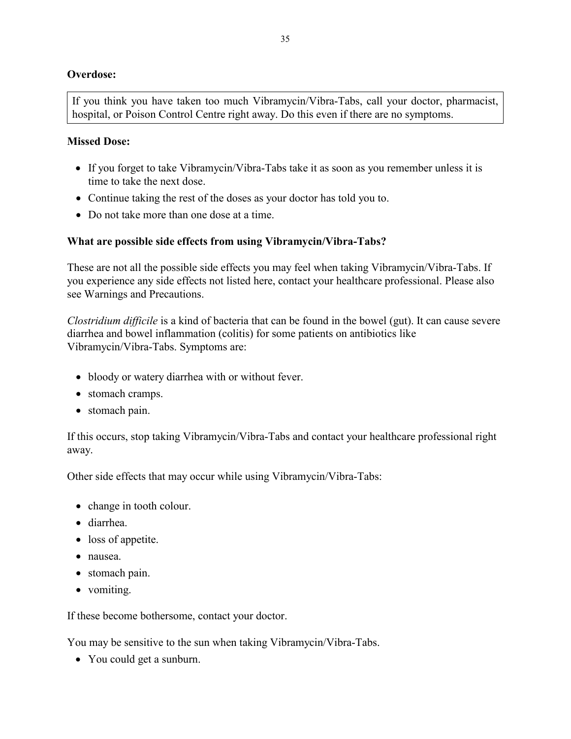**Overdose:**

If you think you have taken too much Vibramycin/Vibra-Tabs, call your doctor, pharmacist, hospital, or Poison Control Centre right away. Do this even if there are no symptoms.

**Missed Dose:**

- If you forget to take Vibramycin/Vibra-Tabs take it as soon as you remember unless it is time to take the next dose.
- Continue taking the rest of the doses as your doctor has told you to.
- Do not take more than one dose at a time.

**What are possible side effects from using Vibramycin/Vibra-Tabs?**

These are not all the possible side effects you may feel when taking Vibramycin/Vibra-Tabs. If you experience any side effects not listed here, contact your healthcare professional. Please also see Warnings and Precautions.

*Clostridium difficile* is a kind of bacteria that can be found in the bowel (gut). It can cause severe diarrhea and bowel inflammation (colitis) for some patients on antibiotics like Vibramycin/Vibra-Tabs. Symptoms are:

- bloody or watery diarrhea with or without fever.
- stomach cramps.
- stomach pain.

If this occurs, stop taking Vibramycin/Vibra-Tabs and contact your healthcare professional right away.

Other side effects that may occur while using Vibramycin/Vibra-Tabs:

- change in tooth colour.
- diarrhea.
- loss of appetite.
- nausea.
- stomach pain.
- vomiting.

If these become bothersome, contact your doctor.

You may be sensitive to the sun when taking Vibramycin/Vibra-Tabs.

- You could get a sunburn.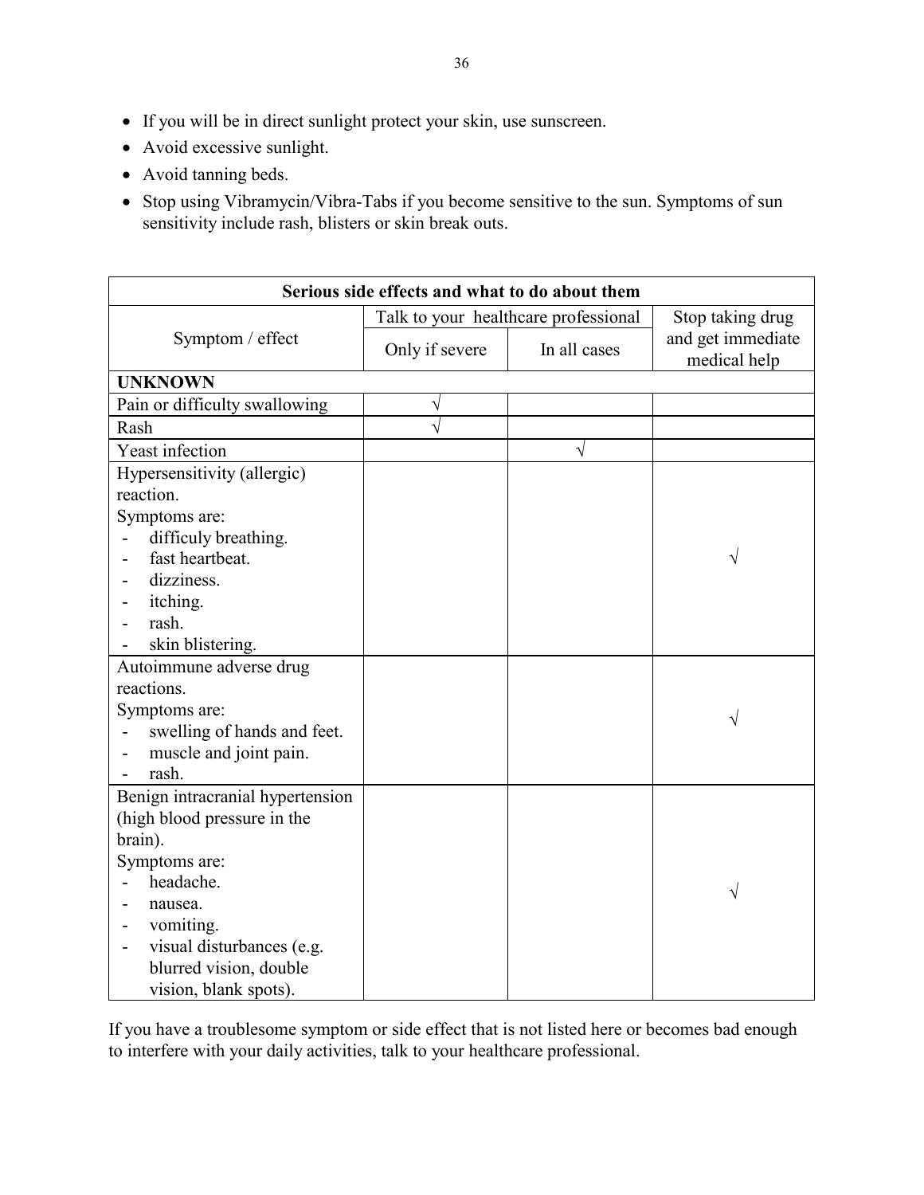- If you will be in direct sunlight protect your skin, use sunscreen.
- Avoid excessive sunlight.
- Avoid tanning beds.
- Stop using Vibramycin/Vibra-Tabs if you become sensitive to the sun. Symptoms of sun sensitivity include rash, blisters or skin break outs.

| **Serious side effects and what to do about them** | | | |
|---|---|---|---|
| Symptom / effect | Talk to your healthcare professional | | Stop taking drug and get immediate medical help |
| | Only if severe | In all cases | |
| **UNKNOWN** | | | |
| Pain or difficulty swallowing | √ | | |
| Rash | √ | | |
| Yeast infection | | √ | |
| Hypersensitivity (allergic) reaction.<br>Symptoms are:<br>- difficuly breathing.<br>- fast heartbeat.<br>- dizziness.<br>- itching.<br>- rash.<br>- skin blistering. | | | √ |
| Autoimmune adverse drug reactions.<br>Symptoms are:<br>- swelling of hands and feet.<br>- muscle and joint pain.<br>- rash. | | | √ |
| Benign intracranial hypertension (high blood pressure in the brain).<br>Symptoms are:<br>- headache.<br>- nausea.<br>- vomiting.<br>- visual disturbances (e.g. blurred vision, double vision, blank spots). | | | √ |

If you have a troublesome symptom or side effect that is not listed here or becomes bad enough to interfere with your daily activities, talk to your healthcare professional.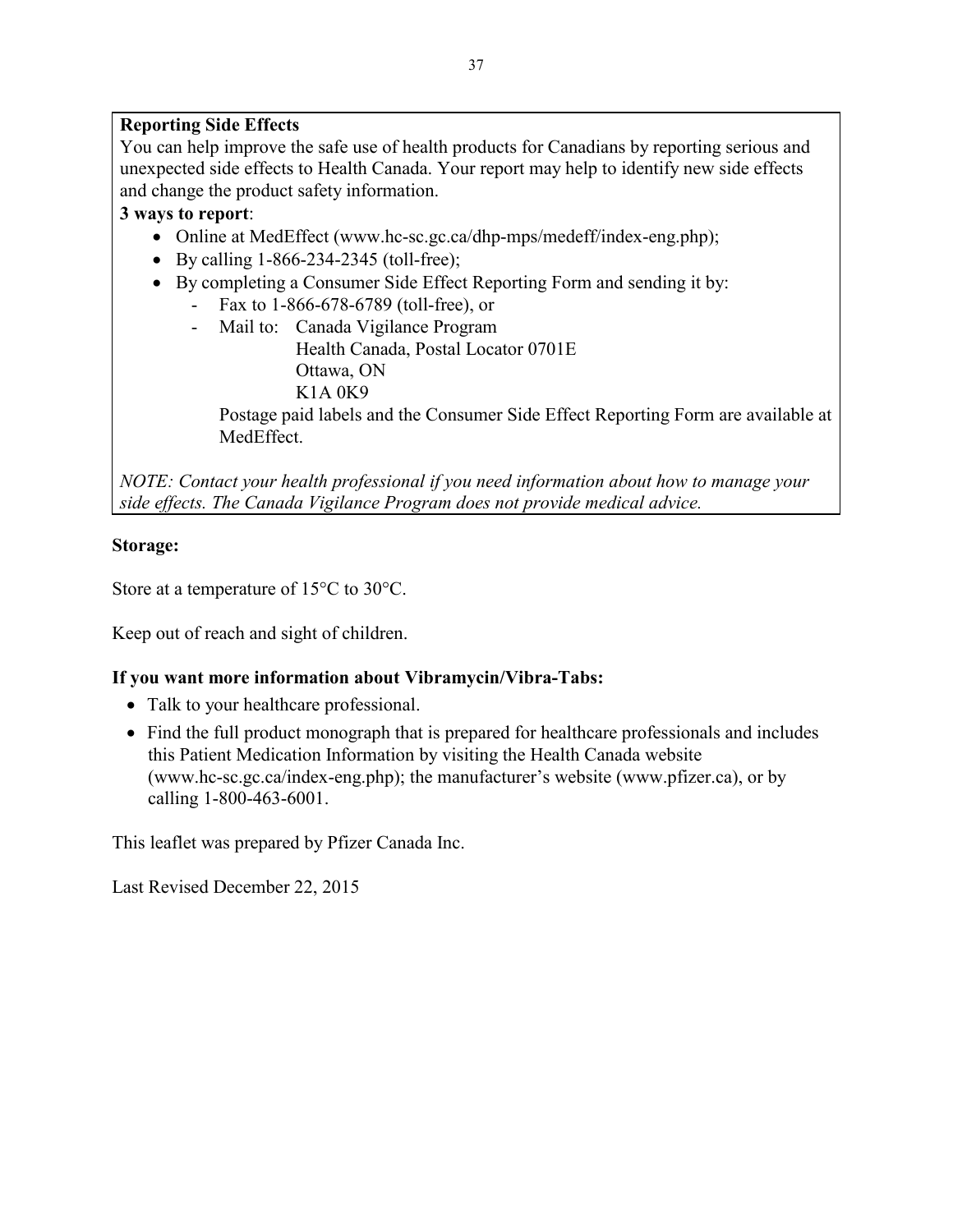**Reporting Side Effects**

You can help improve the safe use of health products for Canadians by reporting serious and unexpected side effects to Health Canada. Your report may help to identify new side effects and change the product safety information.

**3 ways to report**:

- Online at MedEffect (www.hc-sc.gc.ca/dhp-mps/medeff/index-eng.php);
- By calling 1-866-234-2345 (toll-free);
- By completing a Consumer Side Effect Reporting Form and sending it by:
  - Fax to 1-866-678-6789 (toll-free), or
  - Mail to: Canada Vigilance Program
    Health Canada, Postal Locator 0701E
    Ottawa, ON
    K1A 0K9

    Postage paid labels and the Consumer Side Effect Reporting Form are available at MedEffect.

*NOTE: Contact your health professional if you need information about how to manage your side effects. The Canada Vigilance Program does not provide medical advice.*

**Storage:**

Store at a temperature of 15°C to 30°C.

Keep out of reach and sight of children.

**If you want more information about Vibramycin/Vibra-Tabs:**

- Talk to your healthcare professional.
- Find the full product monograph that is prepared for healthcare professionals and includes this Patient Medication Information by visiting the Health Canada website (www.hc-sc.gc.ca/index-eng.php); the manufacturer's website (www.pfizer.ca), or by calling 1-800-463-6001.

This leaflet was prepared by Pfizer Canada Inc.

Last Revised December 22, 2015